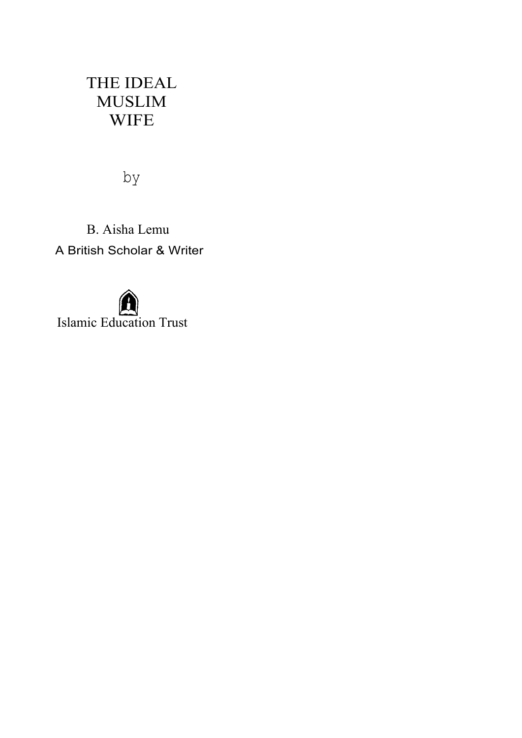# THE IDEAL MUSLIM WIFE

by

B. Aisha Lemu

A British Scholar & Writer

Islamic Education Trust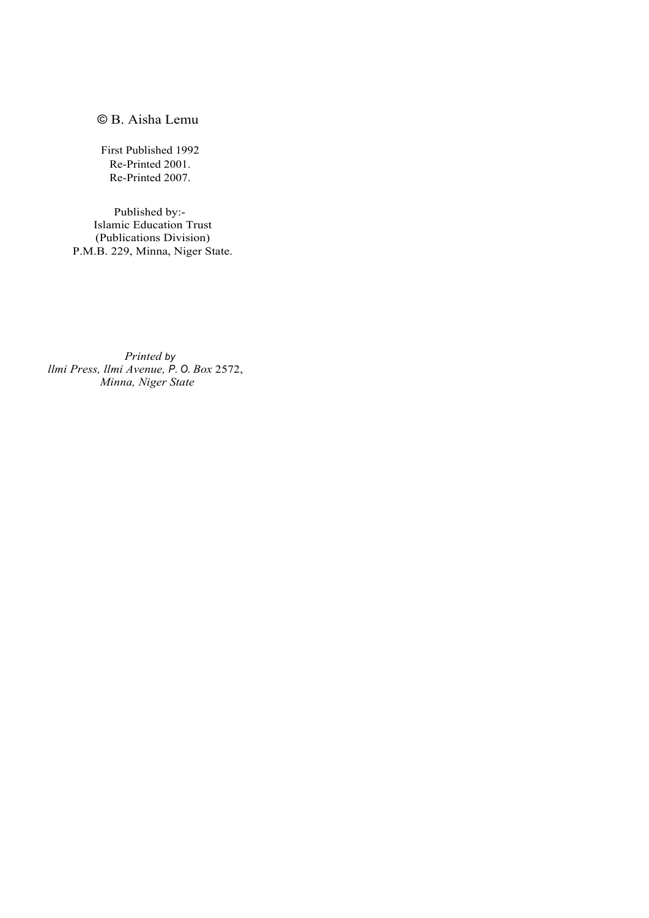© B. Aisha Lemu

First Published 1992
Re-Printed 2001.
Re-Printed 2007.

Published by:-
Islamic Education Trust
(Publications Division)
P.M.B. 229, Minna, Niger State.

*Printed by*
*llmi Press, llmi Avenue, P. O. Box 2572,*
*Minna, Niger State*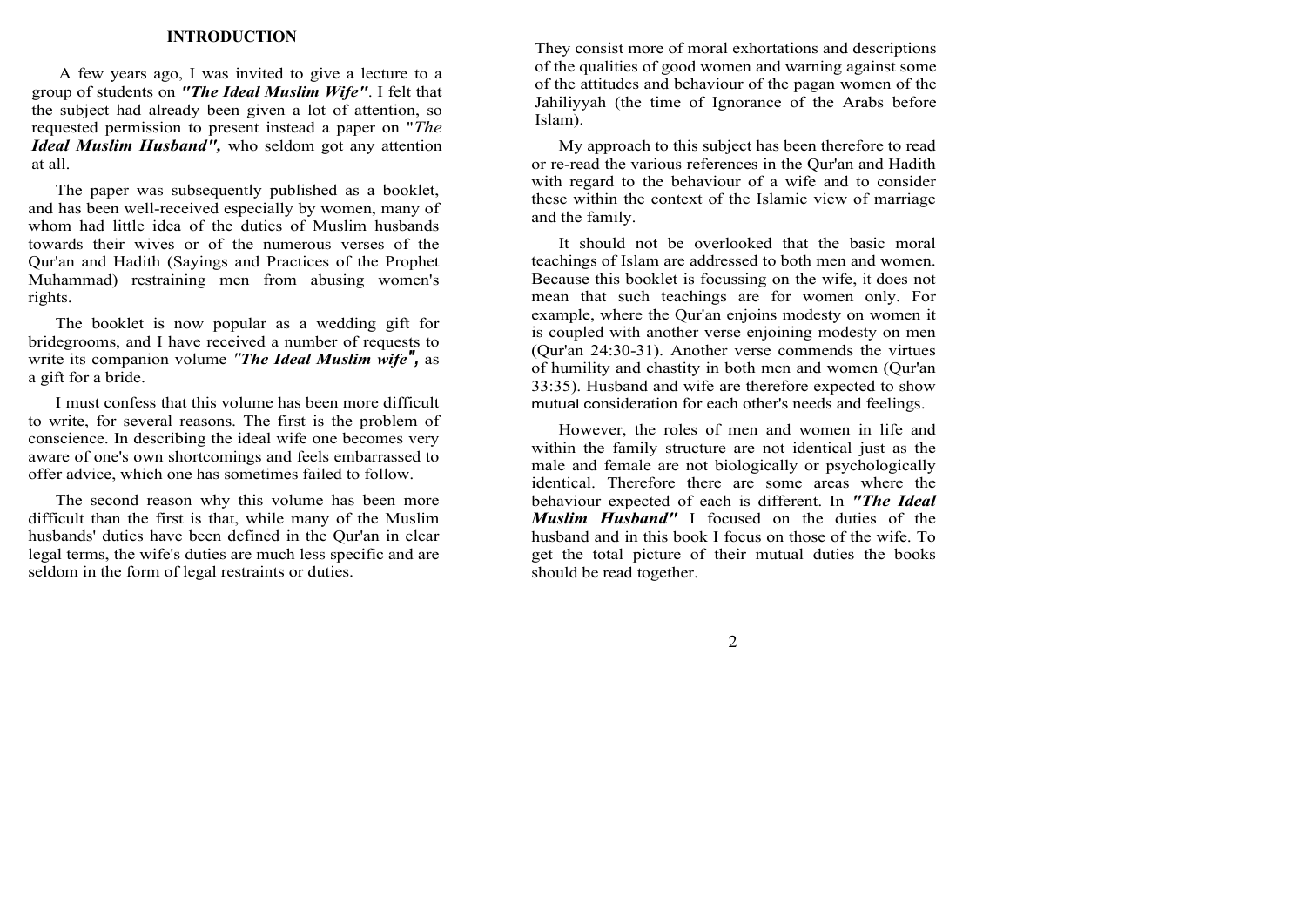# INTRODUCTION

A few years ago, I was invited to give a lecture to a group of students on ***"The Ideal Muslim Wife"***. I felt that the subject had already been given a lot of attention, so requested permission to present instead a paper on "*The **Ideal Muslim Husband",*** who seldom got any attention at all.

The paper was subsequently published as a booklet, and has been well-received especially by women, many of whom had little idea of the duties of Muslim husbands towards their wives or of the numerous verses of the Qur'an and Hadith (Sayings and Practices of the Prophet Muhammad) restraining men from abusing women's rights.

The booklet is now popular as a wedding gift for bridegrooms, and I have received a number of requests to write its companion volume *"**The Ideal Muslim wife**",* as a gift for a bride.

I must confess that this volume has been more difficult to write, for several reasons. The first is the problem of conscience. In describing the ideal wife one becomes very aware of one's own shortcomings and feels embarrassed to offer advice, which one has sometimes failed to follow.

The second reason why this volume has been more difficult than the first is that, while many of the Muslim husbands' duties have been defined in the Qur'an in clear legal terms, the wife's duties are much less specific and are seldom in the form of legal restraints or duties. They consist more of moral exhortations and descriptions of the qualities of good women and warning against some of the attitudes and behaviour of the pagan women of the Jahiliyyah (the time of Ignorance of the Arabs before Islam).

My approach to this subject has been therefore to read or re-read the various references in the Qur'an and Hadith with regard to the behaviour of a wife and to consider these within the context of the Islamic view of marriage and the family.

It should not be overlooked that the basic moral teachings of Islam are addressed to both men and women. Because this booklet is focussing on the wife, it does not mean that such teachings are for women only. For example, where the Qur'an enjoins modesty on women it is coupled with another verse enjoining modesty on men (Qur'an 24:30-31). Another verse commends the virtues of humility and chastity in both men and women (Qur'an 33:35). Husband and wife are therefore expected to show mutual consideration for each other's needs and feelings.

However, the roles of men and women in life and within the family structure are not identical just as the male and female are not biologically or psychologically identical. Therefore there are some areas where the behaviour expected of each is different. In ***"The Ideal Muslim Husband"*** I focused on the duties of the husband and in this book I focus on those of the wife. To get the total picture of their mutual duties the books should be read together.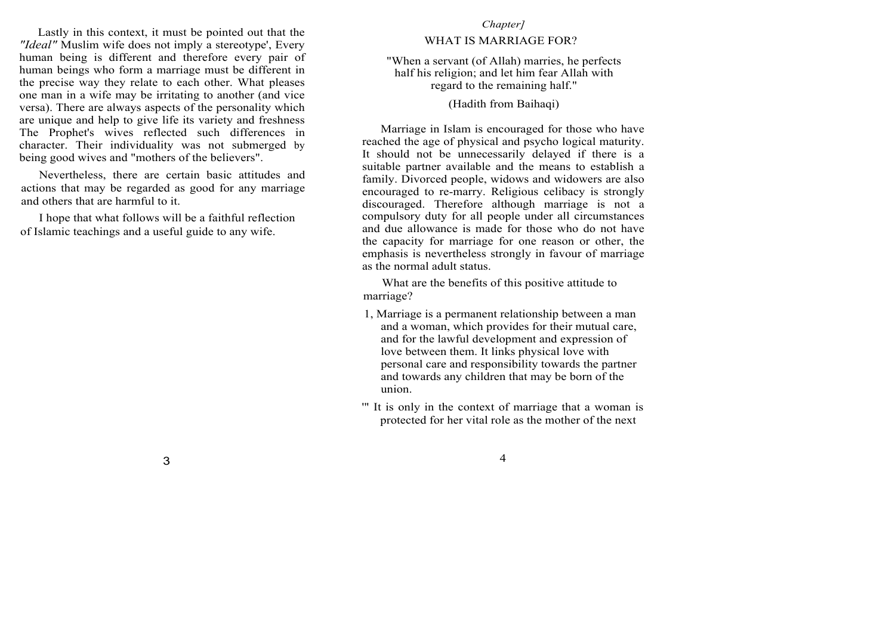Lastly in this context, it must be pointed out that the *"Ideal"* Muslim wife does not imply a stereotype', Every human being is different and therefore every pair of human beings who form a marriage must be different in the precise way they relate to each other. What pleases one man in a wife may be irritating to another (and vice versa). There are always aspects of the personality which are unique and help to give life its variety and freshness The Prophet's wives reflected such differences in character. Their individuality was not submerged by being good wives and "mothers of the believers".

Nevertheless, there are certain basic attitudes and actions that may be regarded as good for any marriage and others that are harmful to it.

I hope that what follows will be a faithful reflection of Islamic teachings and a useful guide to any wife.

*Chapter]*

## WHAT IS MARRIAGE FOR?

"When a servant (of Allah) marries, he perfects half his religion; and let him fear Allah with regard to the remaining half."

(Hadith from Baihaqi)

Marriage in Islam is encouraged for those who have reached the age of physical and psycho logical maturity. It should not be unnecessarily delayed if there is a suitable partner available and the means to establish a family. Divorced people, widows and widowers are also encouraged to re-marry. Religious celibacy is strongly discouraged. Therefore although marriage is not a compulsory duty for all people under all circumstances and due allowance is made for those who do not have the capacity for marriage for one reason or other, the emphasis is nevertheless strongly in favour of marriage as the normal adult status.

What are the benefits of this positive attitude to marriage?

1, Marriage is a permanent relationship between a man and a woman, which provides for their mutual care, and for the lawful development and expression of love between them. It links physical love with personal care and responsibility towards the partner and towards any children that may be born of the union.

'" It is only in the context of marriage that a woman is protected for her vital role as the mother of the next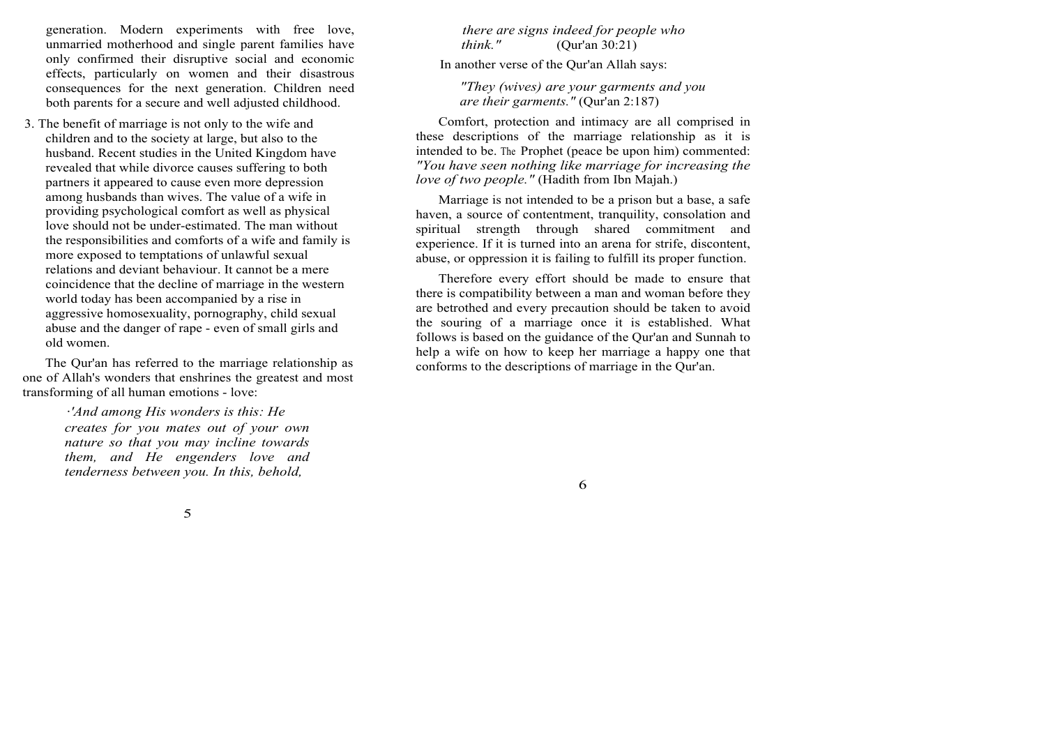generation. Modern experiments with free love, unmarried motherhood and single parent families have only confirmed their disruptive social and economic effects, particularly on women and their disastrous consequences for the next generation. Children need both parents for a secure and well adjusted childhood.

3. The benefit of marriage is not only to the wife and children and to the society at large, but also to the husband. Recent studies in the United Kingdom have revealed that while divorce causes suffering to both partners it appeared to cause even more depression among husbands than wives. The value of a wife in providing psychological comfort as well as physical love should not be under-estimated. The man without the responsibilities and comforts of a wife and family is more exposed to temptations of unlawful sexual relations and deviant behaviour. It cannot be a mere coincidence that the decline of marriage in the western world today has been accompanied by a rise in aggressive homosexuality, pornography, child sexual abuse and the danger of rape - even of small girls and old women.

The Qur'an has referred to the marriage relationship as one of Allah's wonders that enshrines the greatest and most transforming of all human emotions - love:

> *·'And among His wonders is this: He creates for you mates out of your own nature so that you may incline towards them, and He engenders love and tenderness between you. In this, behold, there are signs indeed for people who think."* (Qur'an 30:21)

In another verse of the Qur'an Allah says:

> *"They (wives) are your garments and you are their garments."* (Qur'an 2:187)

Comfort, protection and intimacy are all comprised in these descriptions of the marriage relationship as it is intended to be. The Prophet (peace be upon him) commented: *"You have seen nothing like marriage for increasing the love of two people."* (Hadith from Ibn Majah.)

Marriage is not intended to be a prison but a base, a safe haven, a source of contentment, tranquility, consolation and spiritual strength through shared commitment and experience. If it is turned into an arena for strife, discontent, abuse, or oppression it is failing to fulfill its proper function.

Therefore every effort should be made to ensure that there is compatibility between a man and woman before they are betrothed and every precaution should be taken to avoid the souring of a marriage once it is established. What follows is based on the guidance of the Qur'an and Sunnah to help a wife on how to keep her marriage a happy one that conforms to the descriptions of marriage in the Qur'an.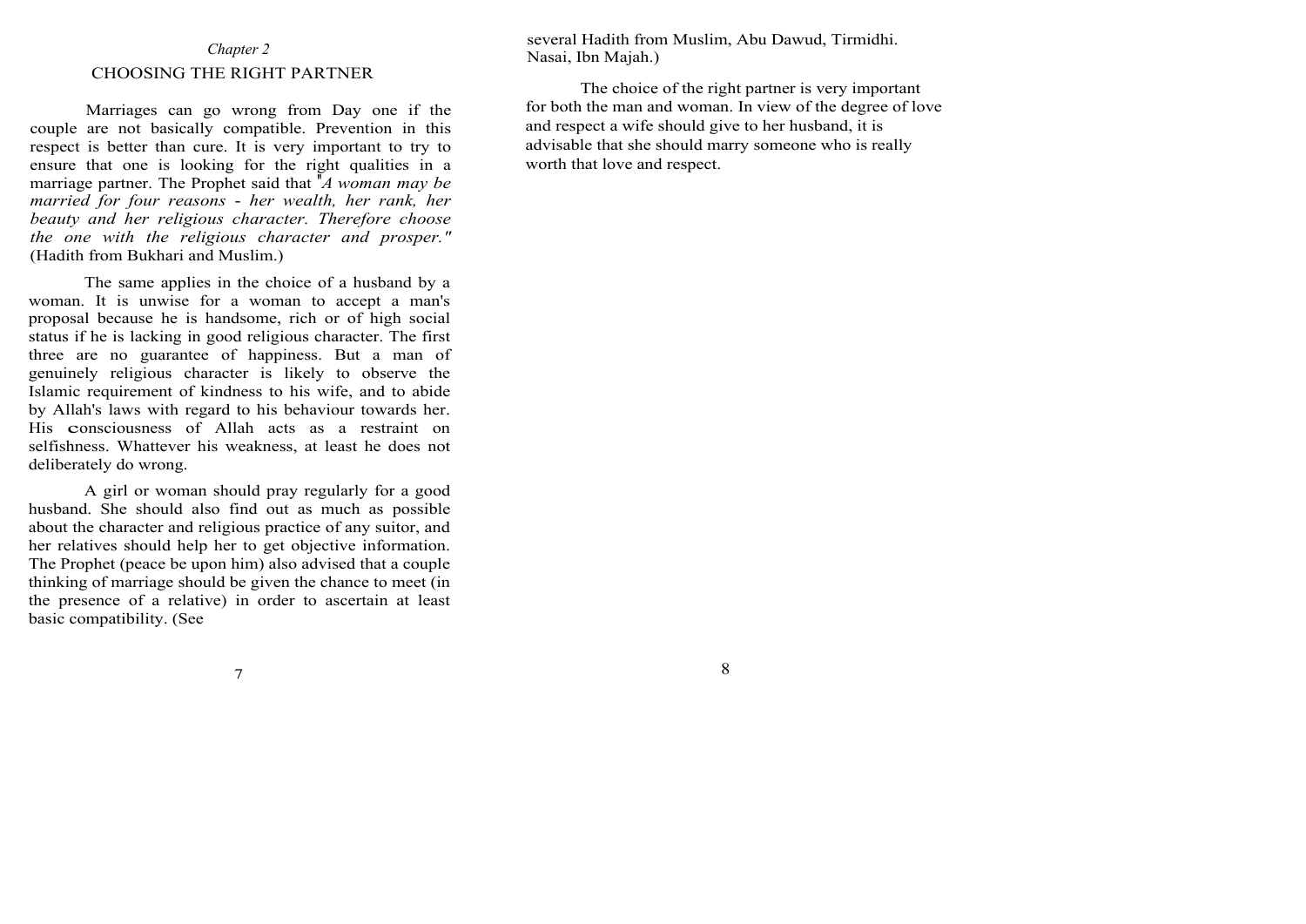*Chapter 2*

## CHOOSING THE RIGHT PARTNER

Marriages can go wrong from Day one if the couple are not basically compatible. Prevention in this respect is better than cure. It is very important to try to ensure that one is looking for the right qualities in a marriage partner. The Prophet said that "*A woman may be married for four reasons - her wealth, her rank, her beauty and her religious character. Therefore choose the one with the religious character and prosper."* (Hadith from Bukhari and Muslim.)

The same applies in the choice of a husband by a woman. It is unwise for a woman to accept a man's proposal because he is handsome, rich or of high social status if he is lacking in good religious character. The first three are no guarantee of happiness. But a man of genuinely religious character is likely to observe the Islamic requirement of kindness to his wife, and to abide by Allah's laws with regard to his behaviour towards her. His consciousness of Allah acts as a restraint on selfishness. Whattever his weakness, at least he does not deliberately do wrong.

A girl or woman should pray regularly for a good husband. She should also find out as much as possible about the character and religious practice of any suitor, and her relatives should help her to get objective information. The Prophet (peace be upon him) also advised that a couple thinking of marriage should be given the chance to meet (in the presence of a relative) in order to ascertain at least basic compatibility. (See several Hadith from Muslim, Abu Dawud, Tirmidhi. Nasai, Ibn Majah.)

The choice of the right partner is very important for both the man and woman. In view of the degree of love and respect a wife should give to her husband, it is advisable that she should marry someone who is really worth that love and respect.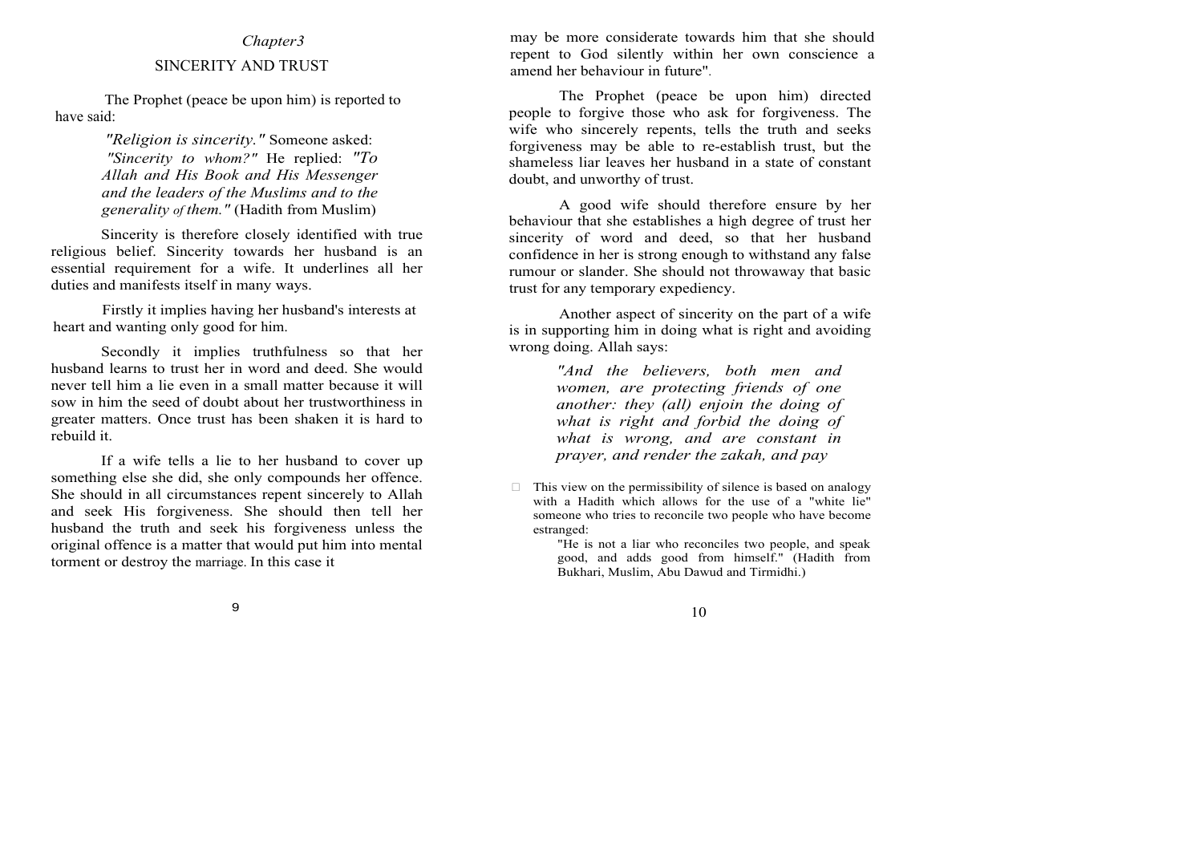*Chapter3*

## SINCERITY AND TRUST

The Prophet (peace be upon him) is reported to have said:

> *"Religion is sincerity."* Someone asked: *"Sincerity to whom?"* He replied: *"To Allah and His Book and His Messenger and the leaders of the Muslims and to the generality of them."* (Hadith from Muslim)

Sincerity is therefore closely identified with true religious belief. Sincerity towards her husband is an essential requirement for a wife. It underlines all her duties and manifests itself in many ways.

Firstly it implies having her husband's interests at heart and wanting only good for him.

Secondly it implies truthfulness so that her husband learns to trust her in word and deed. She would never tell him a lie even in a small matter because it will sow in him the seed of doubt about her trustworthiness in greater matters. Once trust has been shaken it is hard to rebuild it.

If a wife tells a lie to her husband to cover up something else she did, she only compounds her offence. She should in all circumstances repent sincerely to Allah and seek His forgiveness. She should then tell her husband the truth and seek his forgiveness unless the original offence is a matter that would put him into mental torment or destroy the marriage. In this case it may be more considerate towards him that she should repent to God silently within her own conscience a amend her behaviour in future".

The Prophet (peace be upon him) directed people to forgive those who ask for forgiveness. The wife who sincerely repents, tells the truth and seeks forgiveness may be able to re-establish trust, but the shameless liar leaves her husband in a state of constant doubt, and unworthy of trust.

A good wife should therefore ensure by her behaviour that she establishes a high degree of trust her sincerity of word and deed, so that her husband confidence in her is strong enough to withstand any false rumour or slander. She should not throwaway that basic trust for any temporary expediency.

Another aspect of sincerity on the part of a wife is in supporting him in doing what is right and avoiding wrong doing. Allah says:

> *"And the believers, both men and women, are protecting friends of one another: they (all) enjoin the doing of what is right and forbid the doing of what is wrong, and are constant in prayer, and render the zakah, and pay*

---

This view on the permissibility of silence is based on analogy with a Hadith which allows for the use of a "white lie" someone who tries to reconcile two people who have become estranged:

> "He is not a liar who reconciles two people, and speak good, and adds good from himself." (Hadith from Bukhari, Muslim, Abu Dawud and Tirmidhi.)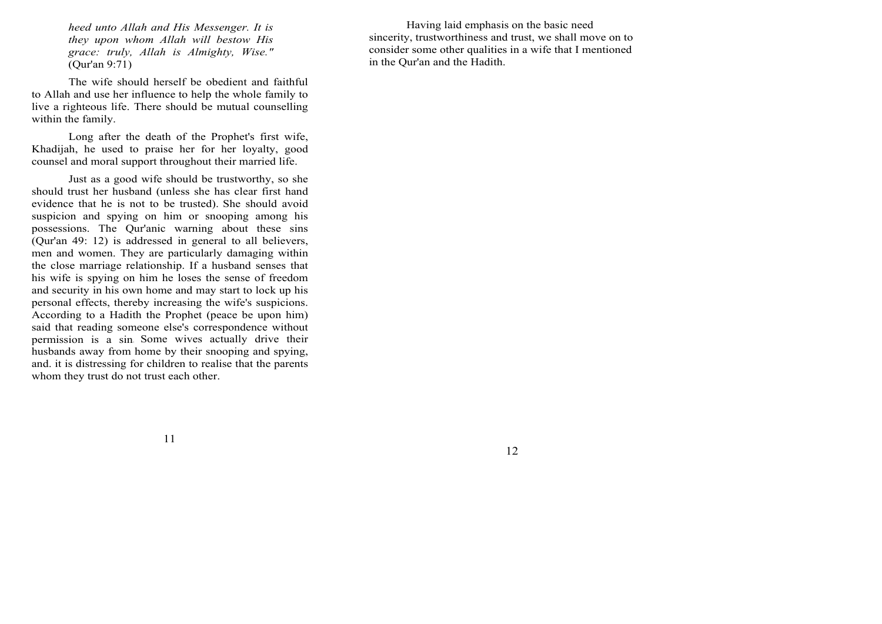*heed unto Allah and His Messenger. It is they upon whom Allah will bestow His grace: truly, Allah is Almighty, Wise."* (Qur'an 9:71)

The wife should herself be obedient and faithful to Allah and use her influence to help the whole family to live a righteous life. There should be mutual counselling within the family.

Long after the death of the Prophet's first wife, Khadijah, he used to praise her for her loyalty, good counsel and moral support throughout their married life.

Just as a good wife should be trustworthy, so she should trust her husband (unless she has clear first hand evidence that he is not to be trusted). She should avoid suspicion and spying on him or snooping among his possessions. The Qur'anic warning about these sins (Qur'an 49: 12) is addressed in general to all believers, men and women. They are particularly damaging within the close marriage relationship. If a husband senses that his wife is spying on him he loses the sense of freedom and security in his own home and may start to lock up his personal effects, thereby increasing the wife's suspicions. According to a Hadith the Prophet (peace be upon him) said that reading someone else's correspondence without permission is a sin. Some wives actually drive their husbands away from home by their snooping and spying, and. it is distressing for children to realise that the parents whom they trust do not trust each other.

Having laid emphasis on the basic need sincerity, trustworthiness and trust, we shall move on to consider some other qualities in a wife that I mentioned in the Qur'an and the Hadith.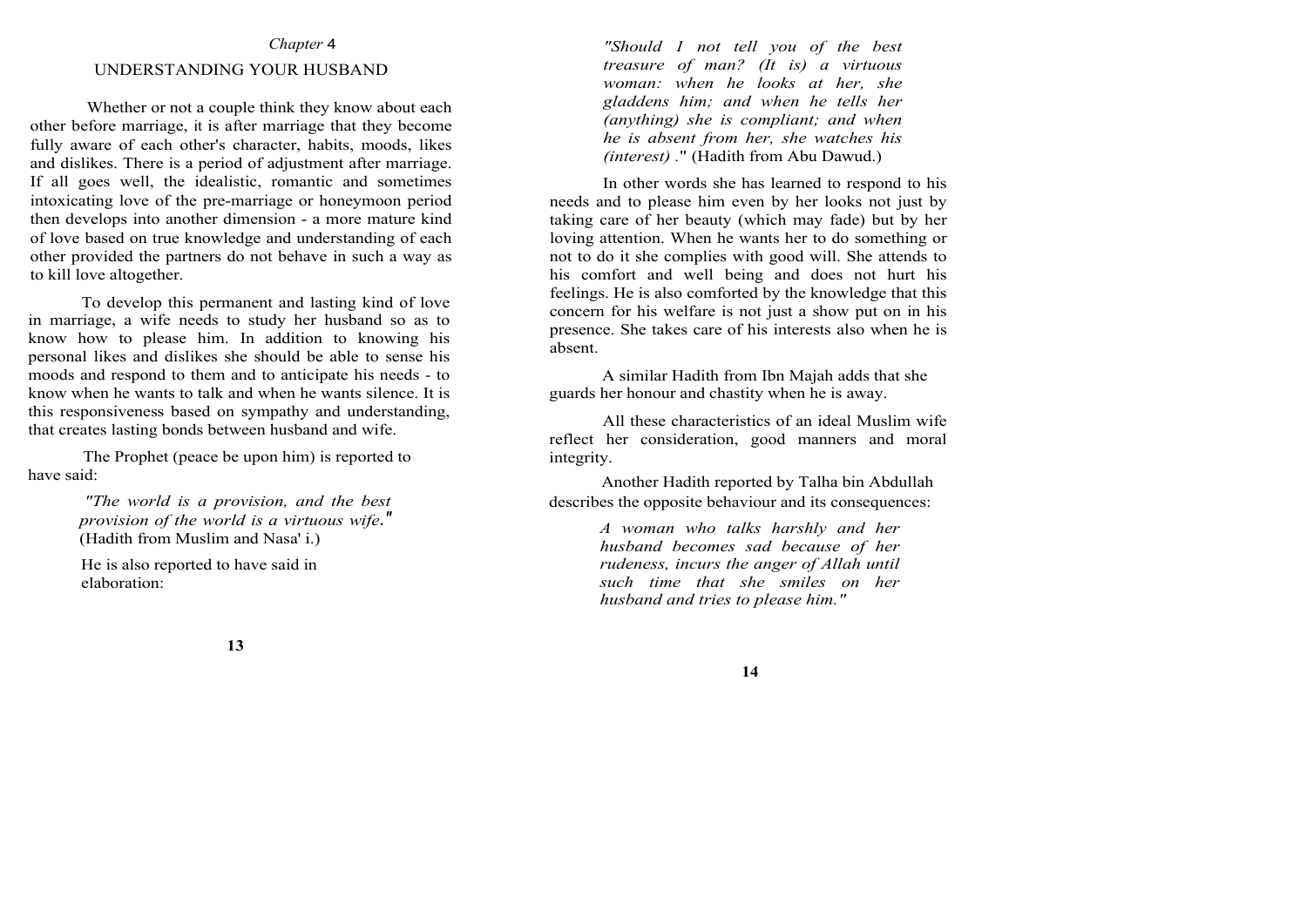*Chapter* 4

## UNDERSTANDING YOUR HUSBAND

Whether or not a couple think they know about each other before marriage, it is after marriage that they become fully aware of each other's character, habits, moods, likes and dislikes. There is a period of adjustment after marriage. If all goes well, the idealistic, romantic and sometimes intoxicating love of the pre-marriage or honeymoon period then develops into another dimension - a more mature kind of love based on true knowledge and understanding of each other provided the partners do not behave in such a way as to kill love altogether.

To develop this permanent and lasting kind of love in marriage, a wife needs to study her husband so as to know how to please him. In addition to knowing his personal likes and dislikes she should be able to sense his moods and respond to them and to anticipate his needs - to know when he wants to talk and when he wants silence. It is this responsiveness based on sympathy and understanding, that creates lasting bonds between husband and wife.

The Prophet (peace be upon him) is reported to have said:

> *"The world is a provision, and the best provision of the world is a virtuous wife."* (Hadith from Muslim and Nasa' i.)

He is also reported to have said in elaboration:

> *"Should I not tell you of the best treasure of man? (It is) a virtuous woman: when he looks at her, she gladdens him; and when he tells her (anything) she is compliant; and when he is absent from her, she watches his (interest) ."* (Hadith from Abu Dawud.)

In other words she has learned to respond to his needs and to please him even by her looks not just by taking care of her beauty (which may fade) but by her loving attention. When he wants her to do something or not to do it she complies with good will. She attends to his comfort and well being and does not hurt his feelings. He is also comforted by the knowledge that this concern for his welfare is not just a show put on in his presence. She takes care of his interests also when he is absent.

A similar Hadith from Ibn Majah adds that she guards her honour and chastity when he is away.

All these characteristics of an ideal Muslim wife reflect her consideration, good manners and moral integrity.

Another Hadith reported by Talha bin Abdullah describes the opposite behaviour and its consequences:

> *A woman who talks harshly and her husband becomes sad because of her rudeness, incurs the anger of Allah until such time that she smiles on her husband and tries to please him."*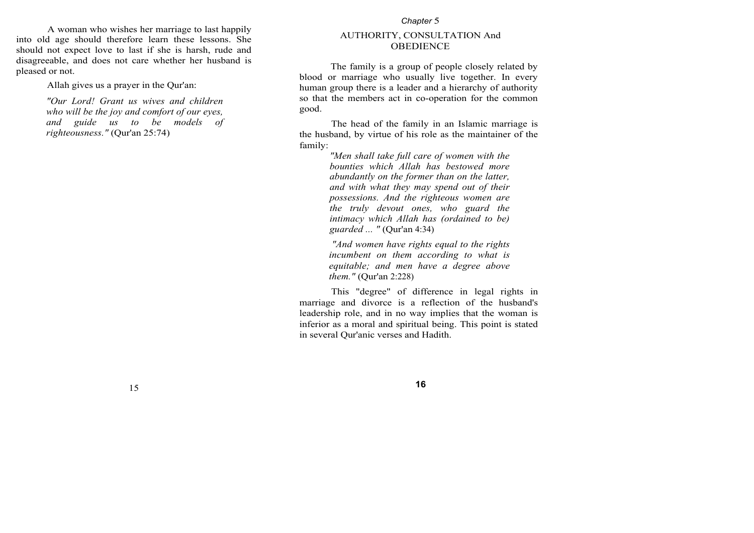A woman who wishes her marriage to last happily into old age should therefore learn these lessons. She should not expect love to last if she is harsh, rude and disagreeable, and does not care whether her husband is pleased or not.

Allah gives us a prayer in the Qur'an:

> *"Our Lord! Grant us wives and children who will be the joy and comfort of our eyes, and guide us to be models of righteousness."* (Qur'an 25:74)

*Chapter 5*

## AUTHORITY, CONSULTATION And OBEDIENCE

The family is a group of people closely related by blood or marriage who usually live together. In every human group there is a leader and a hierarchy of authority so that the members act in co-operation for the common good.

The head of the family in an Islamic marriage is the husband, by virtue of his role as the maintainer of the family:

> *"Men shall take full care of women with the bounties which Allah has bestowed more abundantly on the former than on the latter, and with what they may spend out of their possessions. And the righteous women are the truly devout ones, who guard the intimacy which Allah has (ordained to be) guarded ... "* (Qur'an 4:34)

> *"And women have rights equal to the rights incumbent on them according to what is equitable; and men have a degree above them."* (Qur'an 2:228)

This "degree" of difference in legal rights in marriage and divorce is a reflection of the husband's leadership role, and in no way implies that the woman is inferior as a moral and spiritual being. This point is stated in several Qur'anic verses and Hadith.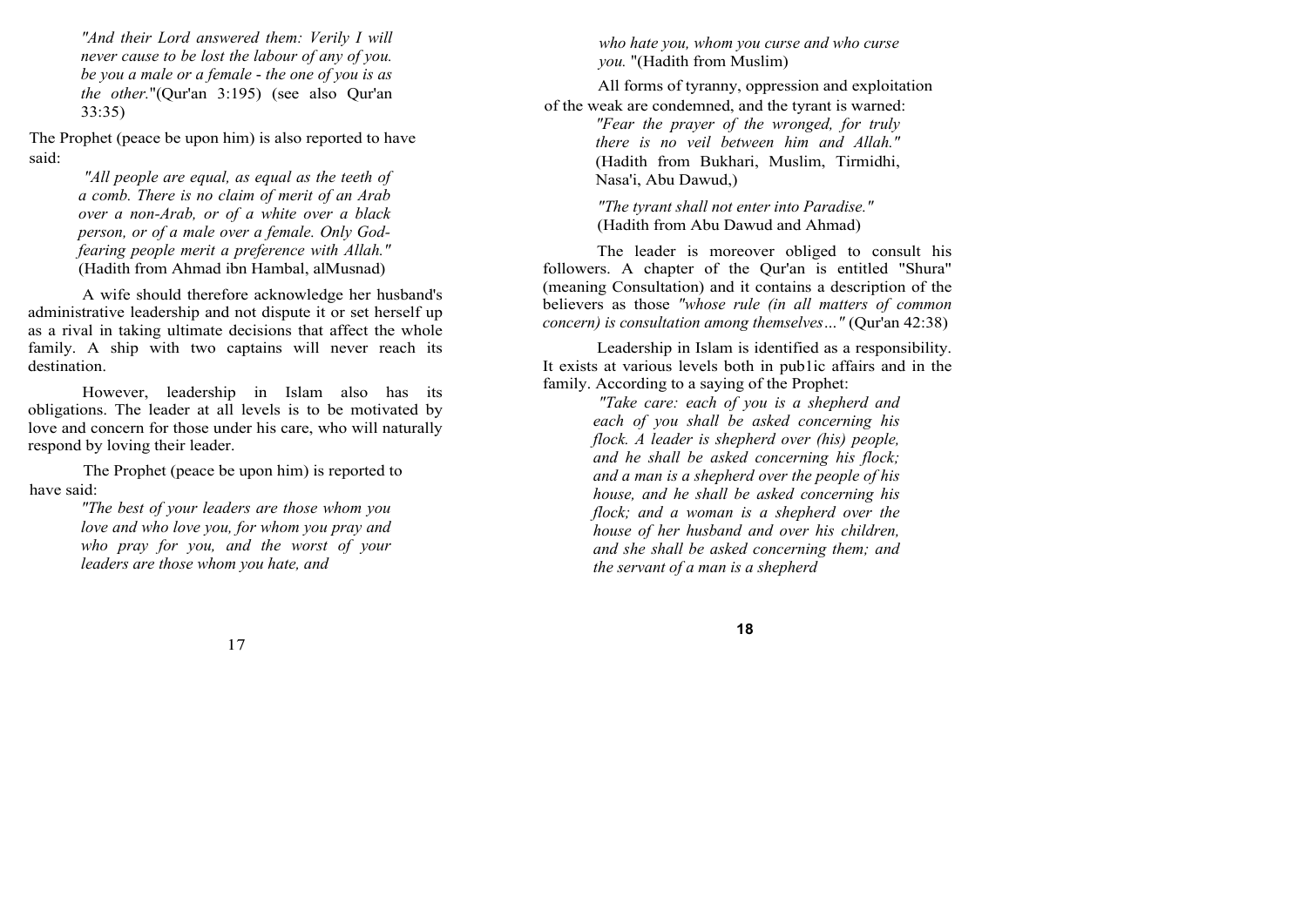*"And their Lord answered them: Verily I will never cause to be lost the labour of any of you. be you a male or a female - the one of you is as the other.*"(Qur'an 3:195) (see also Qur'an 33:35)

The Prophet (peace be upon him) is also reported to have said:

> *"All people are equal, as equal as the teeth of a comb. There is no claim of merit of an Arab over a non-Arab, or of a white over a black person, or of a male over a female. Only God-fearing people merit a preference with Allah."* (Hadith from Ahmad ibn Hambal, alMusnad)

A wife should therefore acknowledge her husband's administrative leadership and not dispute it or set herself up as a rival in taking ultimate decisions that affect the whole family. A ship with two captains will never reach its destination.

However, leadership in Islam also has its obligations. The leader at all levels is to be motivated by love and concern for those under his care, who will naturally respond by loving their leader.

The Prophet (peace be upon him) is reported to have said:

> *"The best of your leaders are those whom you love and who love you, for whom you pray and who pray for you, and the worst of your leaders are those whom you hate, and who hate you, whom you curse and who curse you.* "(Hadith from Muslim)

All forms of tyranny, oppression and exploitation of the weak are condemned, and the tyrant is warned:

> *"Fear the prayer of the wronged, for truly there is no veil between him and Allah."* (Hadith from Bukhari, Muslim, Tirmidhi, Nasa'i, Abu Dawud,)

> *"The tyrant shall not enter into Paradise."* (Hadith from Abu Dawud and Ahmad)

The leader is moreover obliged to consult his followers. A chapter of the Qur'an is entitled "Shura" (meaning Consultation) and it contains a description of the believers as those *"whose rule (in all matters of common concern) is consultation among themselves…"* (Qur'an 42:38)

Leadership in Islam is identified as a responsibility. It exists at various levels both in pub1ic affairs and in the family. According to a saying of the Prophet:

> *"Take care: each of you is a shepherd and each of you shall be asked concerning his flock. A leader is shepherd over (his) people, and he shall be asked concerning his flock; and a man is a shepherd over the people of his house, and he shall be asked concerning his flock; and a woman is a shepherd over the house of her husband and over his children, and she shall be asked concerning them; and the servant of a man is a shepherd*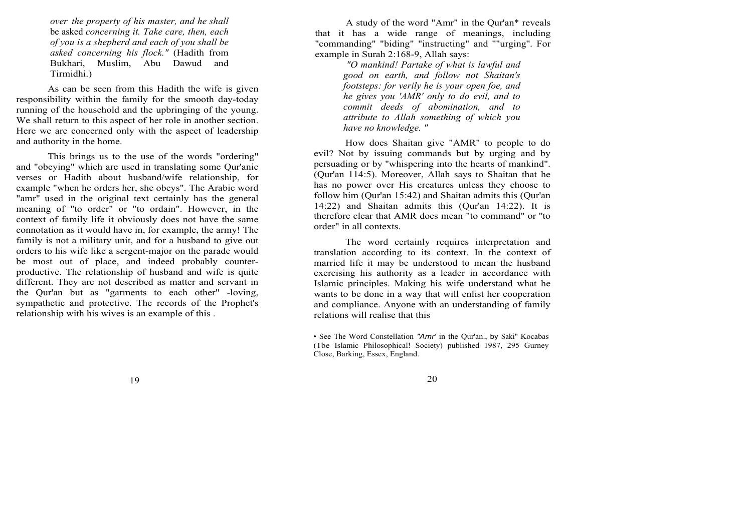*over the property of his master, and he shall* be asked *concerning it. Take care, then, each of you is a shepherd and each of you shall be asked concerning his flock."* (Hadith from Bukhari, Muslim, Abu Dawud and Tirmidhi.)

As can be seen from this Hadith the wife is given responsibility within the family for the smooth day-today running of the household and the upbringing of the young. We shall return to this aspect of her role in another section. Here we are concerned only with the aspect of leadership and authority in the home.

This brings us to the use of the words "ordering" and "obeying" which are used in translating some Qur'anic verses or Hadith about husband/wife relationship, for example "when he orders her, she obeys". The Arabic word "amr" used in the original text certainly has the general meaning of "to order" or "to ordain". However, in the context of family life it obviously does not have the same connotation as it would have in, for example, the army! The family is not a military unit, and for a husband to give out orders to his wife like a sergent-major on the parade would be most out of place, and indeed probably counter-productive. The relationship of husband and wife is quite different. They are not described as matter and servant in the Qur'an but as "garments to each other" -loving, sympathetic and protective. The records of the Prophet's relationship with his wives is an example of this .

A study of the word "Amr" in the Qur'an* reveals that it has a wide range of meanings, including "commanding" "biding" "instructing" and ""urging". For example in Surah 2:168-9, Allah says:

> *"O mankind! Partake of what is lawful and good on earth, and follow not Shaitan's footsteps: for verily he is your open foe, and he gives you 'AMR' only to do evil, and to commit deeds of abomination, and to attribute to Allah something of which you have no knowledge. "*

How does Shaitan give "AMR" to people to do evil? Not by issuing commands but by urging and by persuading or by "whispering into the hearts of mankind". (Qur'an 114:5). Moreover, Allah says to Shaitan that he has no power over His creatures unless they choose to follow him (Qur'an 15:42) and Shaitan admits this (Qur'an 14:22) and Shaitan admits this (Qur'an 14:22). It is therefore clear that AMR does mean "to command" or "to order" in all contexts.

The word certainly requires interpretation and translation according to its context. In the context of married life it may be understood to mean the husband exercising his authority as a leader in accordance with Islamic principles. Making his wife understand what he wants to be done in a way that will enlist her cooperation and compliance. Anyone with an understanding of family relations will realise that this

• See The Word Constellation *"Amr"* in the Qur'an., by Saki" Kocabas (1be Islamic Philosophical! Society) published 1987, 295 Gurney Close, Barking, Essex, England.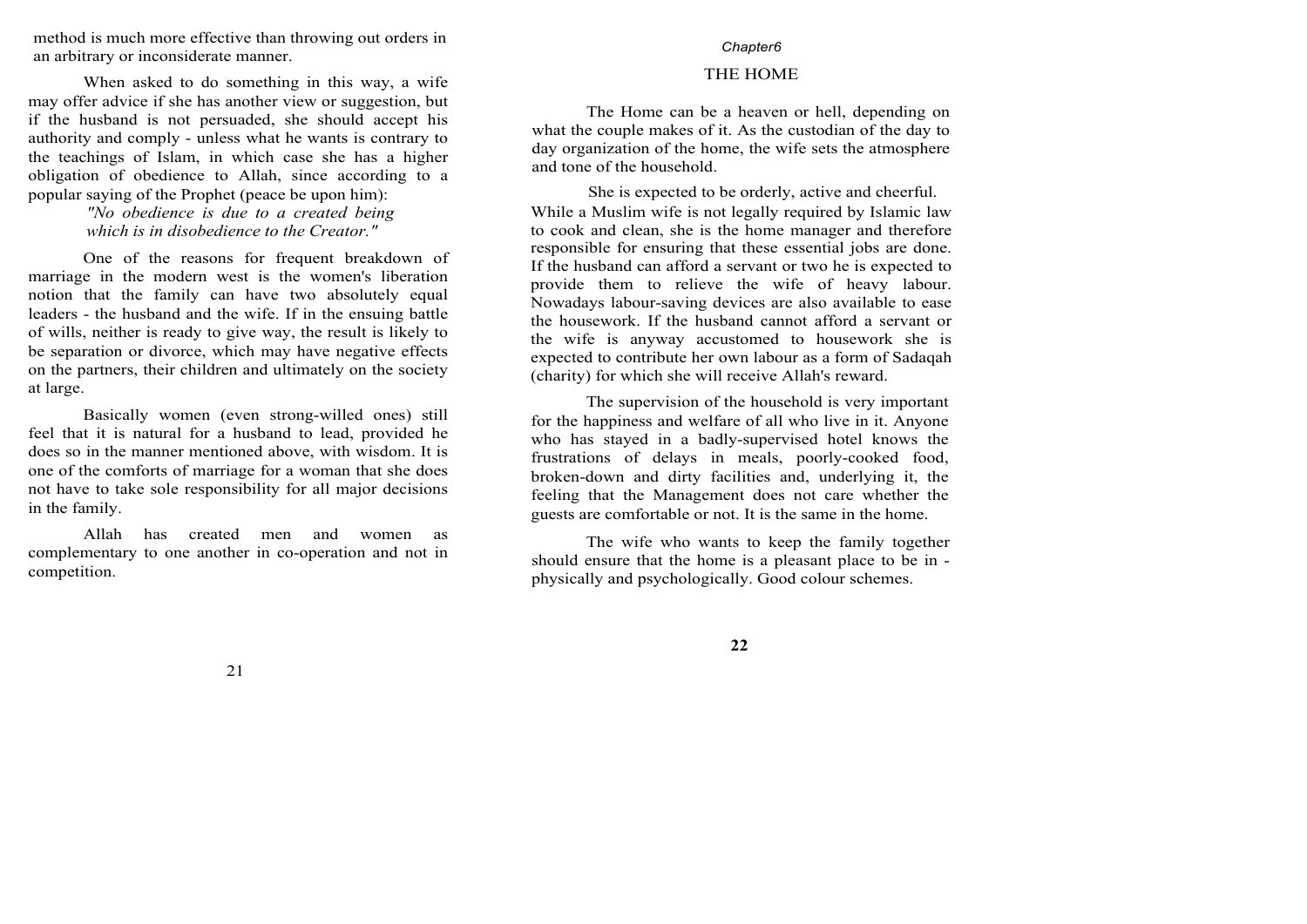method is much more effective than throwing out orders in an arbitrary or inconsiderate manner.

When asked to do something in this way, a wife may offer advice if she has another view or suggestion, but if the husband is not persuaded, she should accept his authority and comply - unless what he wants is contrary to the teachings of Islam, in which case she has a higher obligation of obedience to Allah, since according to a popular saying of the Prophet (peace be upon him):

*"No obedience is due to a created being which is in disobedience to the Creator."*

One of the reasons for frequent breakdown of marriage in the modern west is the women's liberation notion that the family can have two absolutely equal leaders - the husband and the wife. If in the ensuing battle of wills, neither is ready to give way, the result is likely to be separation or divorce, which may have negative effects on the partners, their children and ultimately on the society at large.

Basically women (even strong-willed ones) still feel that it is natural for a husband to lead, provided he does so in the manner mentioned above, with wisdom. It is one of the comforts of marriage for a woman that she does not have to take sole responsibility for all major decisions in the family.

Allah has created men and women as complementary to one another in co-operation and not in competition.

*Chapter6*

## THE HOME

The Home can be a heaven or hell, depending on what the couple makes of it. As the custodian of the day to day organization of the home, the wife sets the atmosphere and tone of the household.

She is expected to be orderly, active and cheerful. While a Muslim wife is not legally required by Islamic law to cook and clean, she is the home manager and therefore responsible for ensuring that these essential jobs are done. If the husband can afford a servant or two he is expected to provide them to relieve the wife of heavy labour. Nowadays labour-saving devices are also available to ease the housework. If the husband cannot afford a servant or the wife is anyway accustomed to housework she is expected to contribute her own labour as a form of Sadaqah (charity) for which she will receive Allah's reward.

The supervision of the household is very important for the happiness and welfare of all who live in it. Anyone who has stayed in a badly-supervised hotel knows the frustrations of delays in meals, poorly-cooked food, broken-down and dirty facilities and, underlying it, the feeling that the Management does not care whether the guests are comfortable or not. It is the same in the home.

The wife who wants to keep the family together should ensure that the home is a pleasant place to be in - physically and psychologically. Good colour schemes.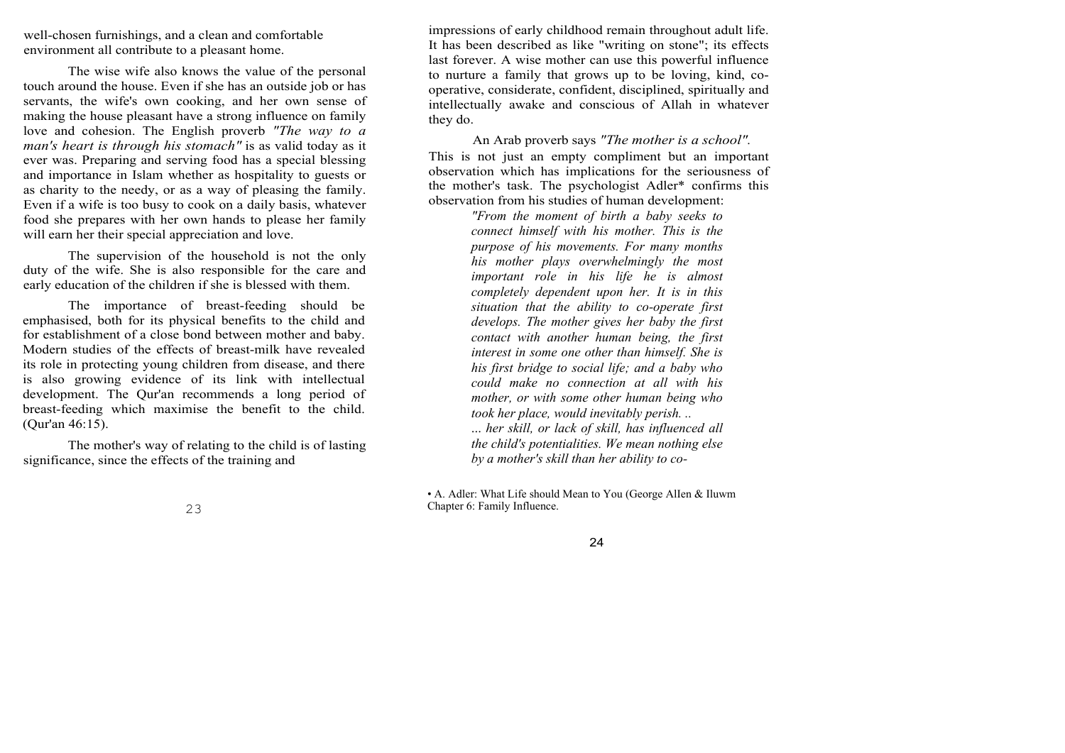well-chosen furnishings, and a clean and comfortable environment all contribute to a pleasant home.

The wise wife also knows the value of the personal touch around the house. Even if she has an outside job or has servants, the wife's own cooking, and her own sense of making the house pleasant have a strong influence on family love and cohesion. The English proverb *"The way to a man's heart is through his stomach"* is as valid today as it ever was. Preparing and serving food has a special blessing and importance in Islam whether as hospitality to guests or as charity to the needy, or as a way of pleasing the family. Even if a wife is too busy to cook on a daily basis, whatever food she prepares with her own hands to please her family will earn her their special appreciation and love.

The supervision of the household is not the only duty of the wife. She is also responsible for the care and early education of the children if she is blessed with them.

The importance of breast-feeding should be emphasised, both for its physical benefits to the child and for establishment of a close bond between mother and baby. Modern studies of the effects of breast-milk have revealed its role in protecting young children from disease, and there is also growing evidence of its link with intellectual development. The Qur'an recommends a long period of breast-feeding which maximise the benefit to the child. (Qur'an 46:15).

The mother's way of relating to the child is of lasting significance, since the effects of the training and impressions of early childhood remain throughout adult life. It has been described as like "writing on stone"; its effects last forever. A wise mother can use this powerful influence to nurture a family that grows up to be loving, kind, co-operative, considerate, confident, disciplined, spiritually and intellectually awake and conscious of Allah in whatever they do.

An Arab proverb says *"The mother is a school"*. This is not just an empty compliment but an important observation which has implications for the seriousness of the mother's task. The psychologist Adler* confirms this observation from his studies of human development:

> *"From the moment of birth a baby seeks to connect himself with his mother. This is the purpose of his movements. For many months his mother plays overwhelmingly the most important role in his life he is almost completely dependent upon her. It is in this situation that the ability to co-operate first develops. The mother gives her baby the first contact with another human being, the first interest in some one other than himself. She is his first bridge to social life; and a baby who could make no connection at all with his mother, or with some other human being who took her place, would inevitably perish. ..*
>
> *... her skill, or lack of skill, has influenced all the child's potentialities. We mean nothing else by a mother's skill than her ability to co-*

• A. Adler: What Life should Mean to You (George AIlen & Iluwm Chapter 6: Family Influence.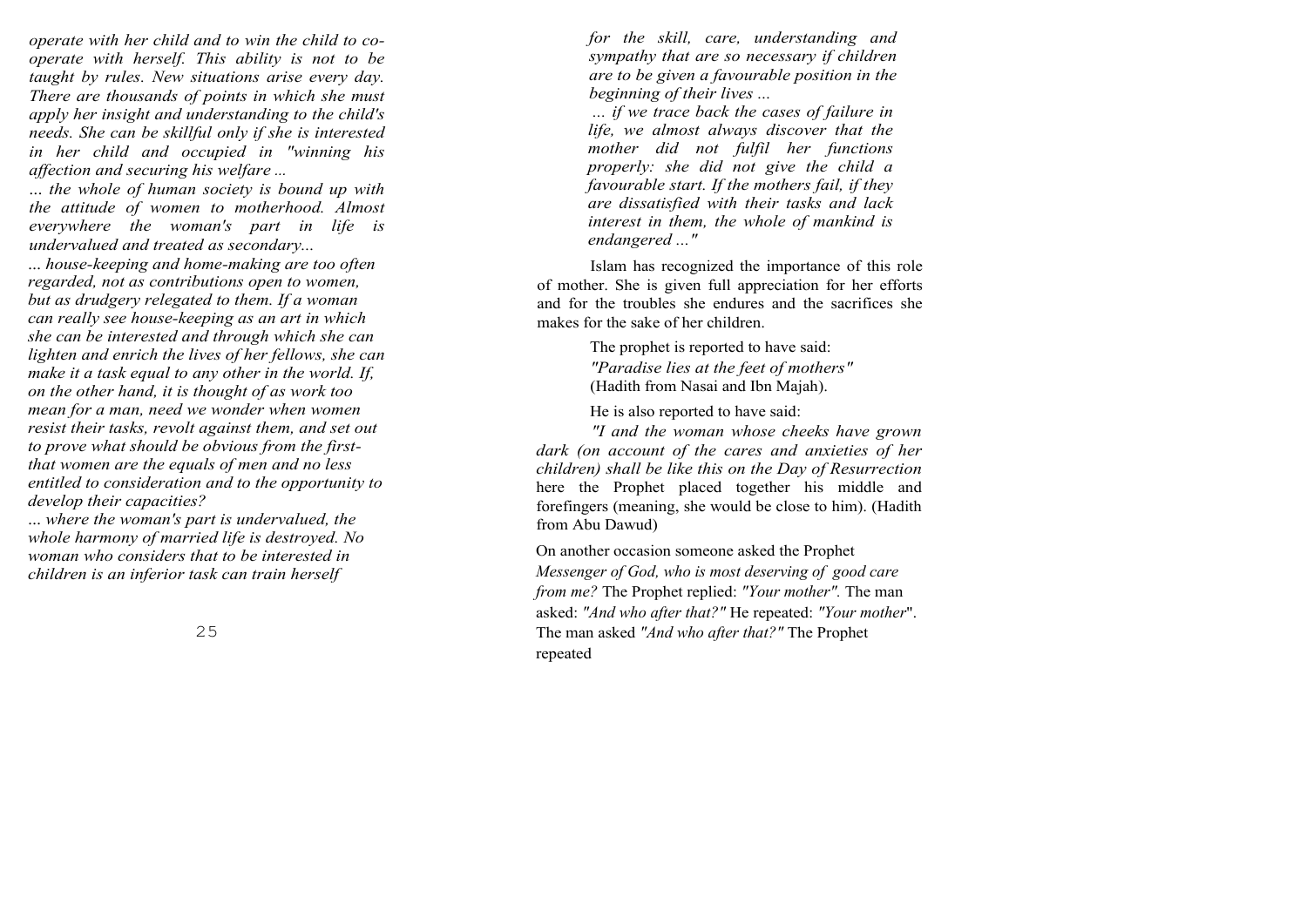*operate with her child and to win the child to co-operate with herself. This ability is not to be taught by rules. New situations arise every day. There are thousands of points in which she must apply her insight and understanding to the child's needs. She can be skillful only if she is interested in her child and occupied in "winning his affection and securing his welfare ...*

*... the whole of human society is bound up with the attitude of women to motherhood. Almost everywhere the woman's part in life is undervalued and treated as secondary...*

*... house-keeping and home-making are too often regarded, not as contributions open to women, but as drudgery relegated to them. If a woman can really see house-keeping as an art in which she can be interested and through which she can lighten and enrich the lives of her fellows, she can make it a task equal to any other in the world. If, on the other hand, it is thought of as work too mean for a man, need we wonder when women resist their tasks, revolt against them, and set out to prove what should be obvious from the first- that women are the equals of men and no less entitled to consideration and to the opportunity to develop their capacities?*

*... where the woman's part is undervalued, the whole harmony of married life is destroyed. No woman who considers that to be interested in children is an inferior task can train herself for the skill, care, understanding and sympathy that are so necessary if children are to be given a favourable position in the beginning of their lives ...*

*... if we trace back the cases of failure in life, we almost always discover that the mother did not fulfil her functions properly: she did not give the child a favourable start. If the mothers fail, if they are dissatisfied with their tasks and lack interest in them, the whole of mankind is endangered ..."*

Islam has recognized the importance of this role of mother. She is given full appreciation for her efforts and for the troubles she endures and the sacrifices she makes for the sake of her children.

The prophet is reported to have said:

*"Paradise lies at the feet of mothers"* (Hadith from Nasai and Ibn Majah).

He is also reported to have said:

*"I and the woman whose cheeks have grown dark (on account of the cares and anxieties of her children) shall be like this on the Day of Resurrection* here the Prophet placed together his middle and forefingers (meaning, she would be close to him). (Hadith from Abu Dawud)

On another occasion someone asked the Prophet *Messenger of God, who is most deserving of good care from me?* The Prophet replied: *"Your mother".* The man asked: *"And who after that?"* He repeated: *"Your mother*". The man asked *"And who after that?"* The Prophet repeated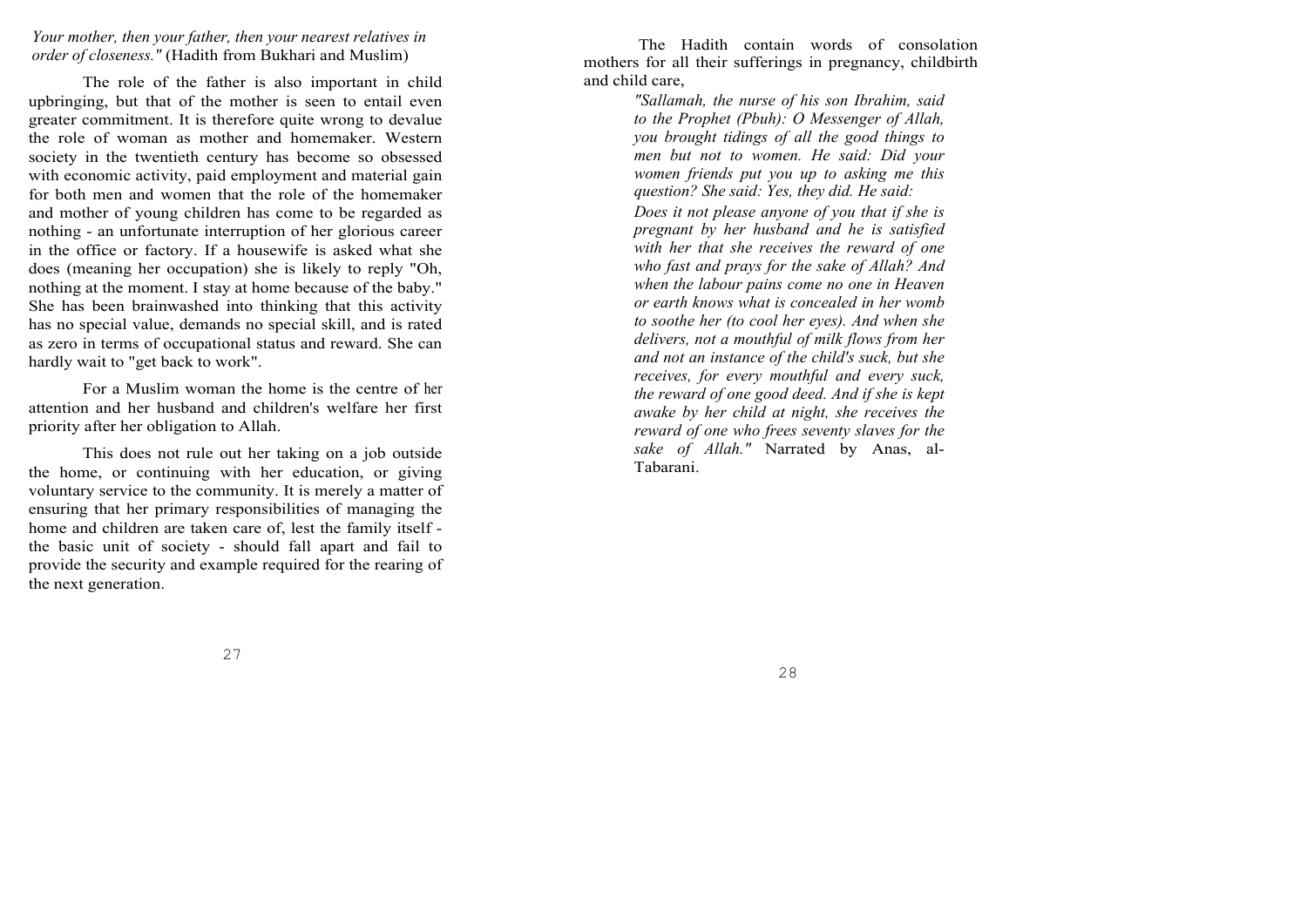*Your mother, then your father, then your nearest relatives in order of closeness."* (Hadith from Bukhari and Muslim)

The role of the father is also important in child upbringing, but that of the mother is seen to entail even greater commitment. It is therefore quite wrong to devalue the role of woman as mother and homemaker. Western society in the twentieth century has become so obsessed with economic activity, paid employment and material gain for both men and women that the role of the homemaker and mother of young children has come to be regarded as nothing - an unfortunate interruption of her glorious career in the office or factory. If a housewife is asked what she does (meaning her occupation) she is likely to reply "Oh, nothing at the moment. I stay at home because of the baby." She has been brainwashed into thinking that this activity has no special value, demands no special skill, and is rated as zero in terms of occupational status and reward. She can hardly wait to "get back to work".

For a Muslim woman the home is the centre of her attention and her husband and children's welfare her first priority after her obligation to Allah.

This does not rule out her taking on a job outside the home, or continuing with her education, or giving voluntary service to the community. It is merely a matter of ensuring that her primary responsibilities of managing the home and children are taken care of, lest the family itself - the basic unit of society - should fall apart and fail to provide the security and example required for the rearing of the next generation.

The Hadith contain words of consolation mothers for all their sufferings in pregnancy, childbirth and child care,

> *"Sallamah, the nurse of his son Ibrahim, said to the Prophet (Pbuh): O Messenger of Allah, you brought tidings of all the good things to men but not to women. He said: Did your women friends put you up to asking me this question? She said: Yes, they did. He said:*
>
> *Does it not please anyone of you that if she is pregnant by her husband and he is satisfied with her that she receives the reward of one who fast and prays for the sake of Allah? And when the labour pains come no one in Heaven or earth knows what is concealed in her womb to soothe her (to cool her eyes). And when she delivers, not a mouthful of milk flows from her and not an instance of the child's suck, but she receives, for every mouthful and every suck, the reward of one good deed. And if she is kept awake by her child at night, she receives the reward of one who frees seventy slaves for the sake of Allah."* Narrated by Anas, al-Tabarani.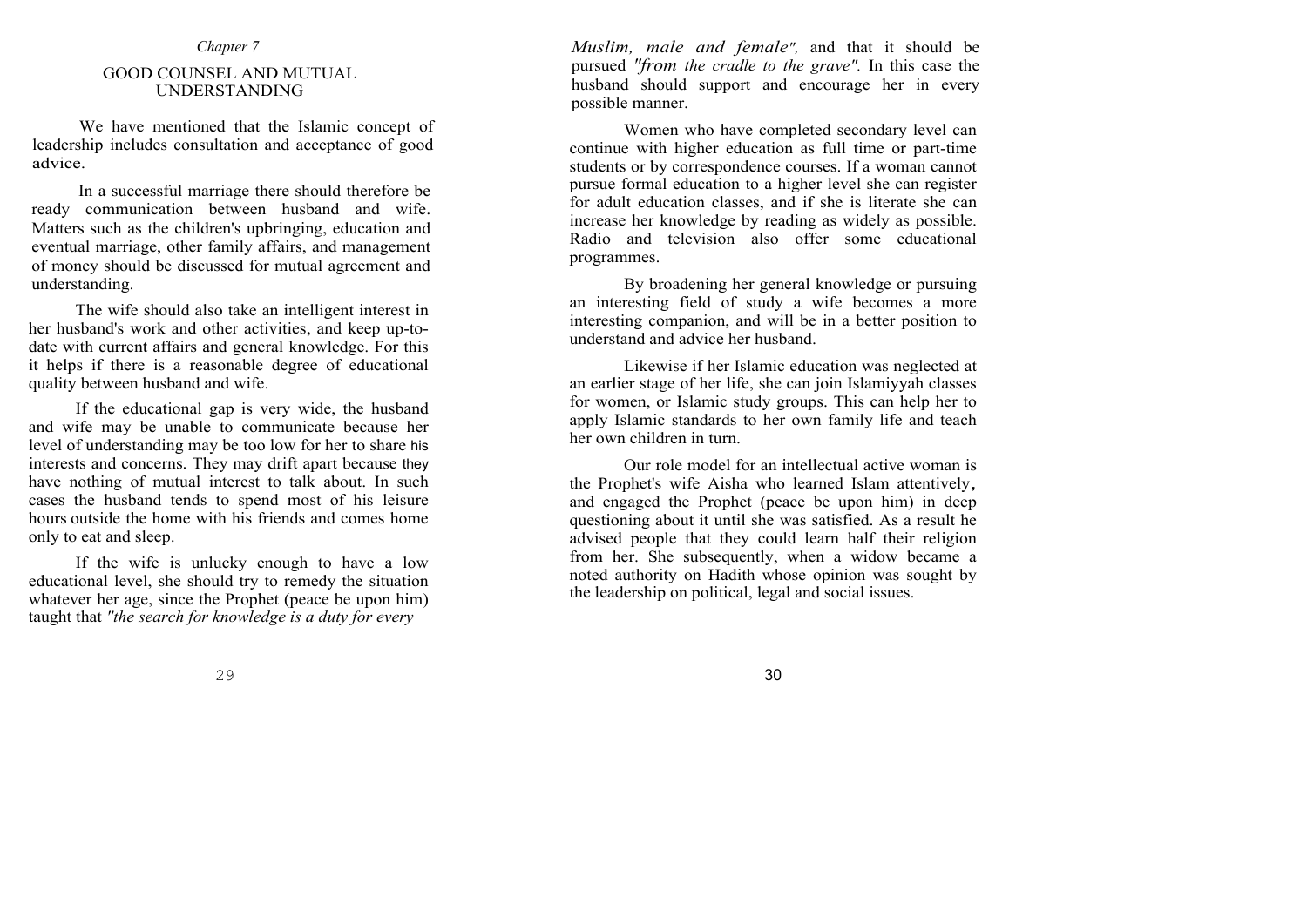*Chapter 7*

# GOOD COUNSEL AND MUTUAL UNDERSTANDING

We have mentioned that the Islamic concept of leadership includes consultation and acceptance of good advice.

In a successful marriage there should therefore be ready communication between husband and wife. Matters such as the children's upbringing, education and eventual marriage, other family affairs, and management of money should be discussed for mutual agreement and understanding.

The wife should also take an intelligent interest in her husband's work and other activities, and keep up-to-date with current affairs and general knowledge. For this it helps if there is a reasonable degree of educational quality between husband and wife.

If the educational gap is very wide, the husband and wife may be unable to communicate because her level of understanding may be too low for her to share his interests and concerns. They may drift apart because they have nothing of mutual interest to talk about. In such cases the husband tends to spend most of his leisure hours outside the home with his friends and comes home only to eat and sleep.

If the wife is unlucky enough to have a low educational level, she should try to remedy the situation whatever her age, since the Prophet (peace be upon him) taught that *"the search for knowledge is a duty for every Muslim, male and female",* and that it should be pursued *"from the cradle to the grave".* In this case the husband should support and encourage her in every possible manner.

Women who have completed secondary level can continue with higher education as full time or part-time students or by correspondence courses. If a woman cannot pursue formal education to a higher level she can register for adult education classes, and if she is literate she can increase her knowledge by reading as widely as possible. Radio and television also offer some educational programmes.

By broadening her general knowledge or pursuing an interesting field of study a wife becomes a more interesting companion, and will be in a better position to understand and advice her husband.

Likewise if her Islamic education was neglected at an earlier stage of her life, she can join Islamiyyah classes for women, or Islamic study groups. This can help her to apply Islamic standards to her own family life and teach her own children in turn.

Our role model for an intellectual active woman is the Prophet's wife Aisha who learned Islam attentively, and engaged the Prophet (peace be upon him) in deep questioning about it until she was satisfied. As a result he advised people that they could learn half their religion from her. She subsequently, when a widow became a noted authority on Hadith whose opinion was sought by the leadership on political, legal and social issues.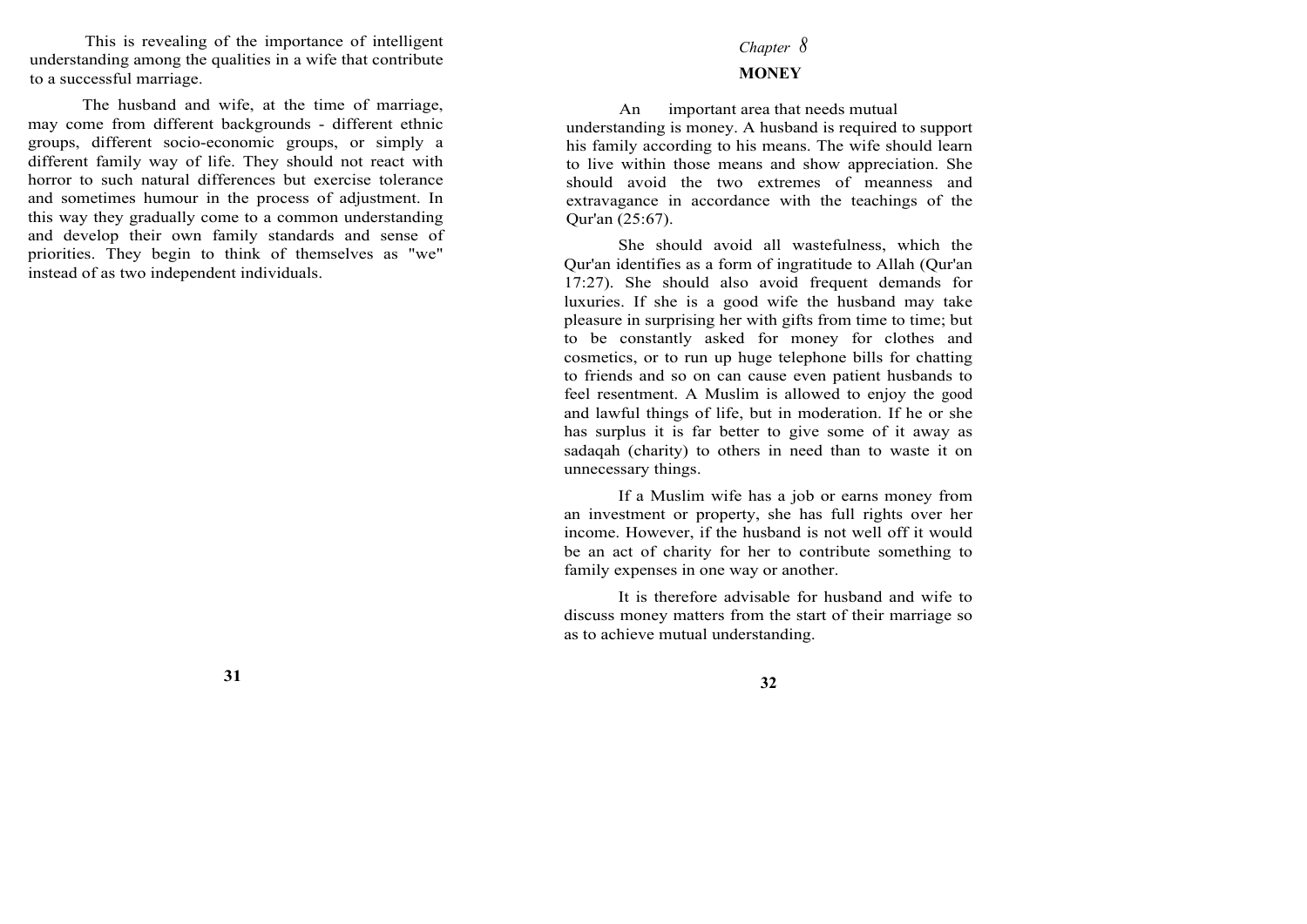This is revealing of the importance of intelligent understanding among the qualities in a wife that contribute to a successful marriage.

The husband and wife, at the time of marriage, may come from different backgrounds - different ethnic groups, different socio-economic groups, or simply a different family way of life. They should not react with horror to such natural differences but exercise tolerance and sometimes humour in the process of adjustment. In this way they gradually come to a common understanding and develop their own family standards and sense of priorities. They begin to think of themselves as "we" instead of as two independent individuals.

*Chapter 8*

## MONEY

An important area that needs mutual understanding is money. A husband is required to support his family according to his means. The wife should learn to live within those means and show appreciation. She should avoid the two extremes of meanness and extravagance in accordance with the teachings of the Qur'an (25:67).

She should avoid all wastefulness, which the Qur'an identifies as a form of ingratitude to Allah (Qur'an 17:27). She should also avoid frequent demands for luxuries. If she is a good wife the husband may take pleasure in surprising her with gifts from time to time; but to be constantly asked for money for clothes and cosmetics, or to run up huge telephone bills for chatting to friends and so on can cause even patient husbands to feel resentment. A Muslim is allowed to enjoy the good and lawful things of life, but in moderation. If he or she has surplus it is far better to give some of it away as sadaqah (charity) to others in need than to waste it on unnecessary things.

If a Muslim wife has a job or earns money from an investment or property, she has full rights over her income. However, if the husband is not well off it would be an act of charity for her to contribute something to family expenses in one way or another.

It is therefore advisable for husband and wife to discuss money matters from the start of their marriage so as to achieve mutual understanding.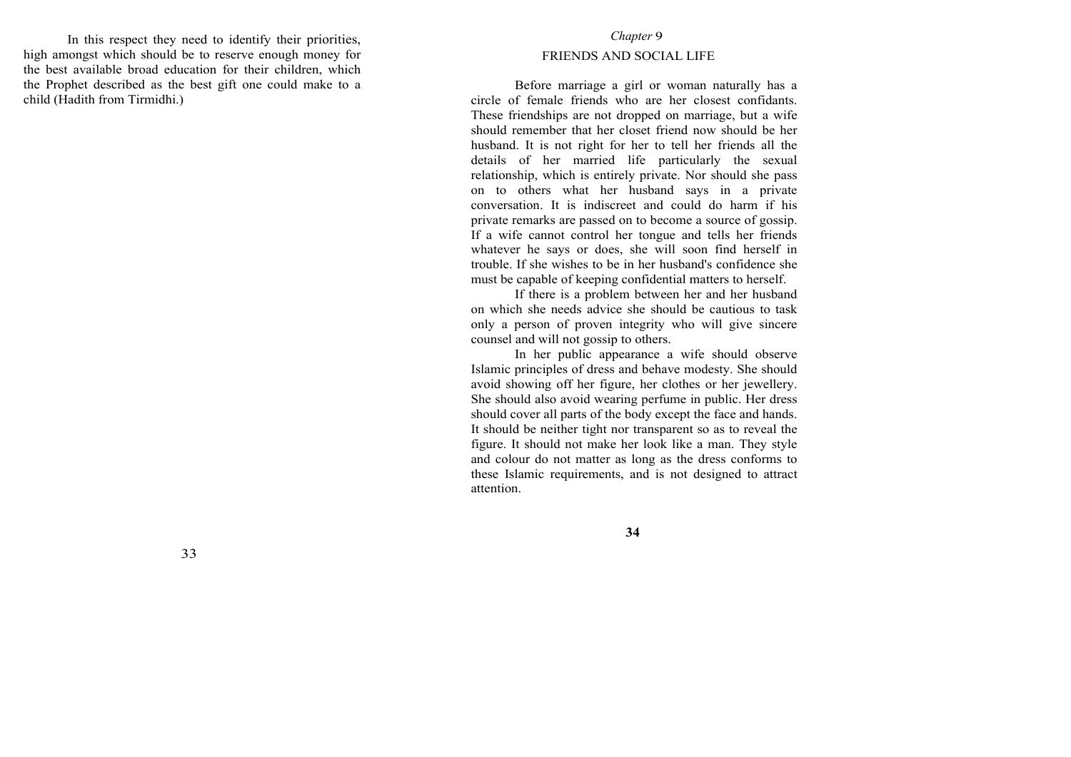In this respect they need to identify their priorities, high amongst which should be to reserve enough money for the best available broad education for their children, which the Prophet described as the best gift one could make to a child (Hadith from Tirmidhi.)

*Chapter* 9

## FRIENDS AND SOCIAL LIFE

Before marriage a girl or woman naturally has a circle of female friends who are her closest confidants. These friendships are not dropped on marriage, but a wife should remember that her closet friend now should be her husband. It is not right for her to tell her friends all the details of her married life particularly the sexual relationship, which is entirely private. Nor should she pass on to others what her husband says in a private conversation. It is indiscreet and could do harm if his private remarks are passed on to become a source of gossip. If a wife cannot control her tongue and tells her friends whatever he says or does, she will soon find herself in trouble. If she wishes to be in her husband's confidence she must be capable of keeping confidential matters to herself.

If there is a problem between her and her husband on which she needs advice she should be cautious to task only a person of proven integrity who will give sincere counsel and will not gossip to others.

In her public appearance a wife should observe Islamic principles of dress and behave modesty. She should avoid showing off her figure, her clothes or her jewellery. She should also avoid wearing perfume in public. Her dress should cover all parts of the body except the face and hands. It should be neither tight nor transparent so as to reveal the figure. It should not make her look like a man. They style and colour do not matter as long as the dress conforms to these Islamic requirements, and is not designed to attract attention.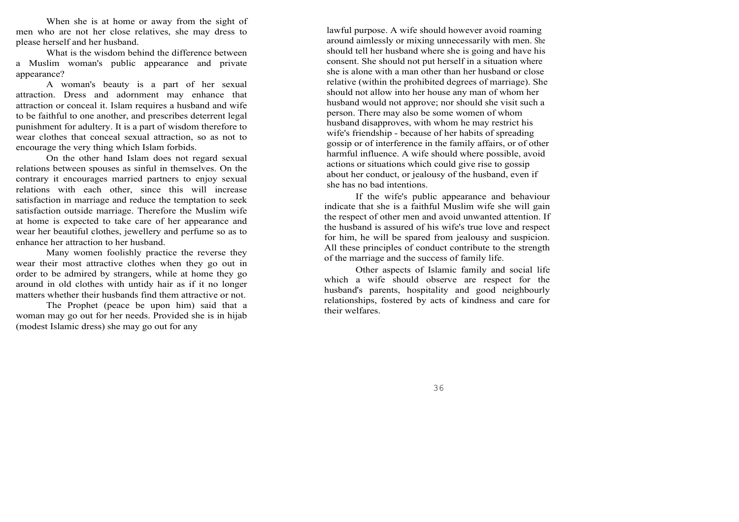When she is at home or away from the sight of men who are not her close relatives, she may dress to please herself and her husband.

What is the wisdom behind the difference between a Muslim woman's public appearance and private appearance?

A woman's beauty is a part of her sexual attraction. Dress and adornment may enhance that attraction or conceal it. Islam requires a husband and wife to be faithful to one another, and prescribes deterrent legal punishment for adultery. It is a part of wisdom therefore to wear clothes that conceal sexual attraction, so as not to encourage the very thing which Islam forbids.

On the other hand Islam does not regard sexual relations between spouses as sinful in themselves. On the contrary it encourages married partners to enjoy sexual relations with each other, since this will increase satisfaction in marriage and reduce the temptation to seek satisfaction outside marriage. Therefore the Muslim wife at home is expected to take care of her appearance and wear her beautiful clothes, jewellery and perfume so as to enhance her attraction to her husband.

Many women foolishly practice the reverse they wear their most attractive clothes when they go out in order to be admired by strangers, while at home they go around in old clothes with untidy hair as if it no longer matters whether their husbands find them attractive or not.

The Prophet (peace be upon him) said that a woman may go out for her needs. Provided she is in hijab (modest Islamic dress) she may go out for any lawful purpose. A wife should however avoid roaming around aimlessly or mixing unnecessarily with men. She should tell her husband where she is going and have his consent. She should not put herself in a situation where she is alone with a man other than her husband or close relative (within the prohibited degrees of marriage). She should not allow into her house any man of whom her husband would not approve; nor should she visit such a person. There may also be some women of whom husband disapproves, with whom he may restrict his wife's friendship - because of her habits of spreading gossip or of interference in the family affairs, or of other harmful influence. A wife should where possible, avoid actions or situations which could give rise to gossip about her conduct, or jealousy of the husband, even if she has no bad intentions.

If the wife's public appearance and behaviour indicate that she is a faithful Muslim wife she will gain the respect of other men and avoid unwanted attention. If the husband is assured of his wife's true love and respect for him, he will be spared from jealousy and suspicion. All these principles of conduct contribute to the strength of the marriage and the success of family life.

Other aspects of Islamic family and social life which a wife should observe are respect for the husband's parents, hospitality and good neighbourly relationships, fostered by acts of kindness and care for their welfares.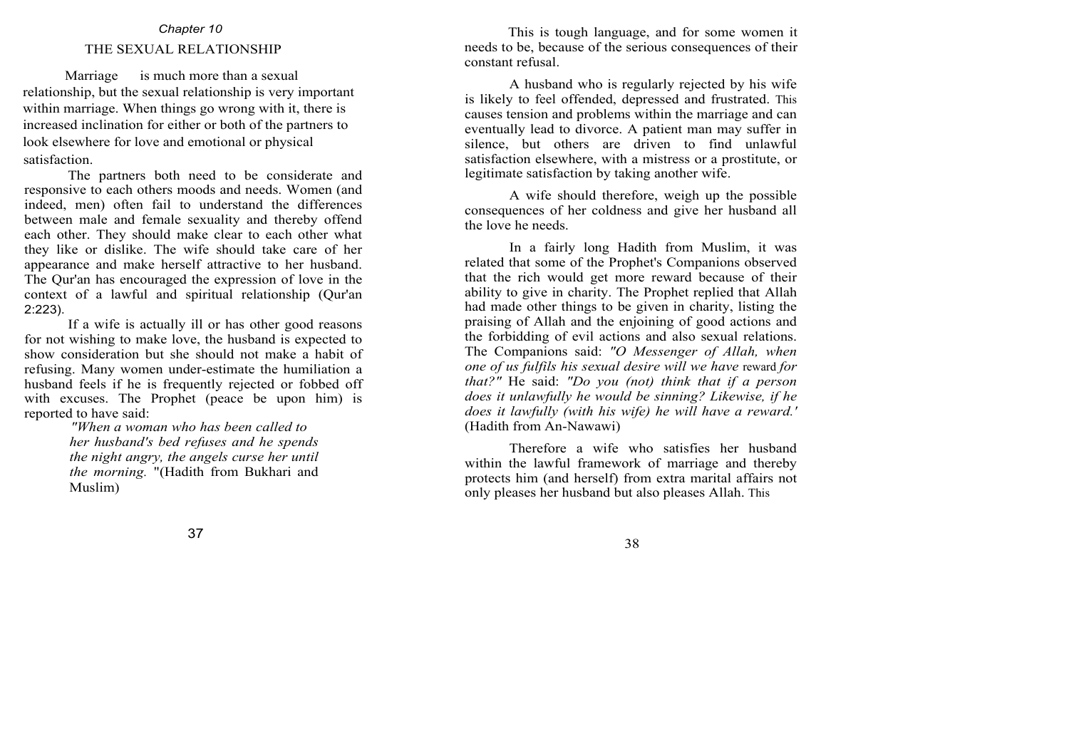*Chapter 10*

## THE SEXUAL RELATIONSHIP

Marriage is much more than a sexual relationship, but the sexual relationship is very important within marriage. When things go wrong with it, there is increased inclination for either or both of the partners to look elsewhere for love and emotional or physical satisfaction.

The partners both need to be considerate and responsive to each others moods and needs. Women (and indeed, men) often fail to understand the differences between male and female sexuality and thereby offend each other. They should make clear to each other what they like or dislike. The wife should take care of her appearance and make herself attractive to her husband. The Qur'an has encouraged the expression of love in the context of a lawful and spiritual relationship (Qur'an 2:223).

If a wife is actually ill or has other good reasons for not wishing to make love, the husband is expected to show consideration but she should not make a habit of refusing. Many women under-estimate the humiliation a husband feels if he is frequently rejected or fobbed off with excuses. The Prophet (peace be upon him) is reported to have said:

> *"When a woman who has been called to her husband's bed refuses and he spends the night angry, the angels curse her until the morning.* "(Hadith from Bukhari and Muslim)

This is tough language, and for some women it needs to be, because of the serious consequences of their constant refusal.

A husband who is regularly rejected by his wife is likely to feel offended, depressed and frustrated. This causes tension and problems within the marriage and can eventually lead to divorce. A patient man may suffer in silence, but others are driven to find unlawful satisfaction elsewhere, with a mistress or a prostitute, or legitimate satisfaction by taking another wife.

A wife should therefore, weigh up the possible consequences of her coldness and give her husband all the love he needs.

In a fairly long Hadith from Muslim, it was related that some of the Prophet's Companions observed that the rich would get more reward because of their ability to give in charity. The Prophet replied that Allah had made other things to be given in charity, listing the praising of Allah and the enjoining of good actions and the forbidding of evil actions and also sexual relations. The Companions said: *"O Messenger of Allah, when one of us fulfils his sexual desire will we have* reward *for that?"* He said: *"Do you (not) think that if a person does it unlawfully he would be sinning? Likewise, if he does it lawfully (with his wife) he will have a reward.'* (Hadith from An-Nawawi)

Therefore a wife who satisfies her husband within the lawful framework of marriage and thereby protects him (and herself) from extra marital affairs not only pleases her husband but also pleases Allah. This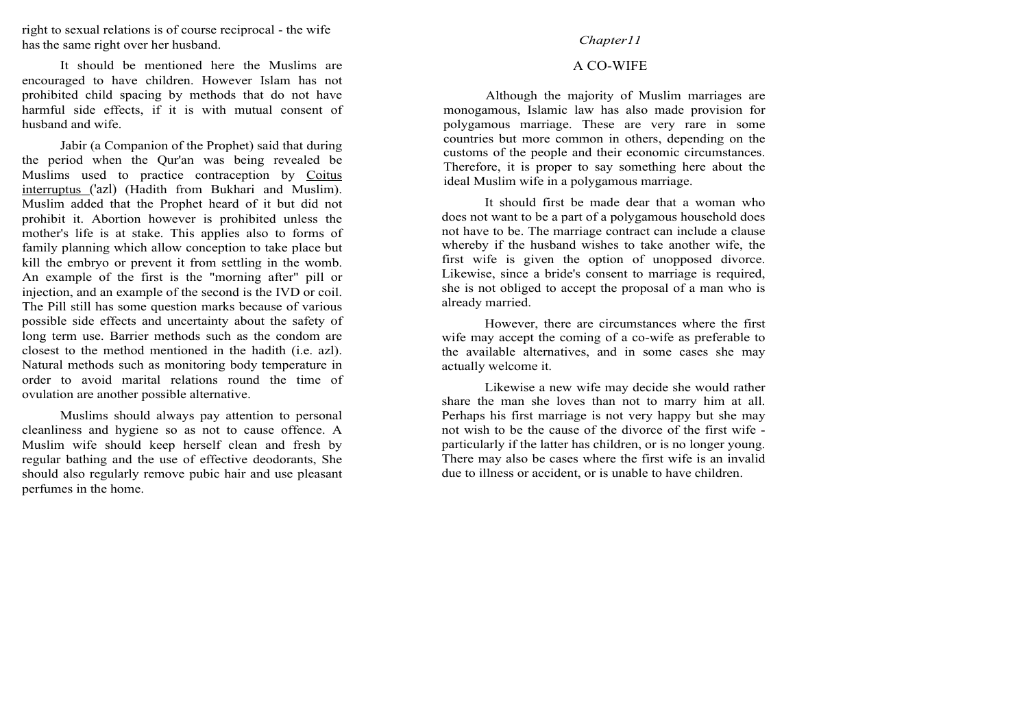right to sexual relations is of course reciprocal - the wife has the same right over her husband.

It should be mentioned here the Muslims are encouraged to have children. However Islam has not prohibited child spacing by methods that do not have harmful side effects, if it is with mutual consent of husband and wife.

Jabir (a Companion of the Prophet) said that during the period when the Qur'an was being revealed be Muslims used to practice contraception by Coitus interruptus ('azl) (Hadith from Bukhari and Muslim). Muslim added that the Prophet heard of it but did not prohibit it. Abortion however is prohibited unless the mother's life is at stake. This applies also to forms of family planning which allow conception to take place but kill the embryo or prevent it from settling in the womb. An example of the first is the "morning after" pill or injection, and an example of the second is the IVD or coil. The Pill still has some question marks because of various possible side effects and uncertainty about the safety of long term use. Barrier methods such as the condom are closest to the method mentioned in the hadith (i.e. azl). Natural methods such as monitoring body temperature in order to avoid marital relations round the time of ovulation are another possible alternative.

Muslims should always pay attention to personal cleanliness and hygiene so as not to cause offence. A Muslim wife should keep herself clean and fresh by regular bathing and the use of effective deodorants, She should also regularly remove pubic hair and use pleasant perfumes in the home.

*Chapter11*

## A CO-WIFE

Although the majority of Muslim marriages are monogamous, Islamic law has also made provision for polygamous marriage. These are very rare in some countries but more common in others, depending on the customs of the people and their economic circumstances. Therefore, it is proper to say something here about the ideal Muslim wife in a polygamous marriage.

It should first be made dear that a woman who does not want to be a part of a polygamous household does not have to be. The marriage contract can include a clause whereby if the husband wishes to take another wife, the first wife is given the option of unopposed divorce. Likewise, since a bride's consent to marriage is required, she is not obliged to accept the proposal of a man who is already married.

However, there are circumstances where the first wife may accept the coming of a co-wife as preferable to the available alternatives, and in some cases she may actually welcome it.

Likewise a new wife may decide she would rather share the man she loves than not to marry him at all. Perhaps his first marriage is not very happy but she may not wish to be the cause of the divorce of the first wife - particularly if the latter has children, or is no longer young. There may also be cases where the first wife is an invalid due to illness or accident, or is unable to have children.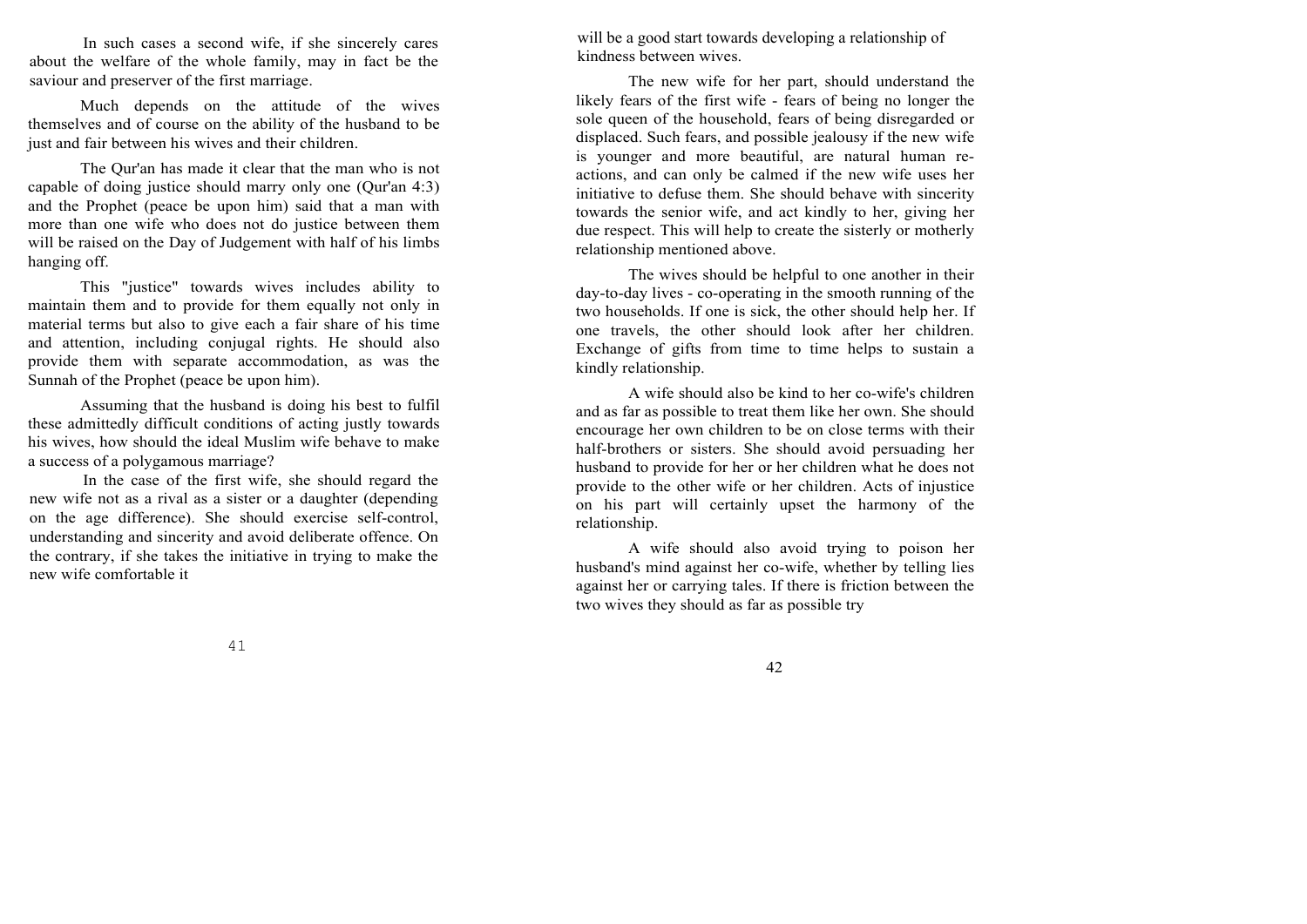In such cases a second wife, if she sincerely cares about the welfare of the whole family, may in fact be the saviour and preserver of the first marriage.

Much depends on the attitude of the wives themselves and of course on the ability of the husband to be just and fair between his wives and their children.

The Qur'an has made it clear that the man who is not capable of doing justice should marry only one (Qur'an 4:3) and the Prophet (peace be upon him) said that a man with more than one wife who does not do justice between them will be raised on the Day of Judgement with half of his limbs hanging off.

This "justice" towards wives includes ability to maintain them and to provide for them equally not only in material terms but also to give each a fair share of his time and attention, including conjugal rights. He should also provide them with separate accommodation, as was the Sunnah of the Prophet (peace be upon him).

Assuming that the husband is doing his best to fulfil these admittedly difficult conditions of acting justly towards his wives, how should the ideal Muslim wife behave to make a success of a polygamous marriage?

In the case of the first wife, she should regard the new wife not as a rival as a sister or a daughter (depending on the age difference). She should exercise self-control, understanding and sincerity and avoid deliberate offence. On the contrary, if she takes the initiative in trying to make the new wife comfortable it will be a good start towards developing a relationship of kindness between wives.

The new wife for her part, should understand the likely fears of the first wife - fears of being no longer the sole queen of the household, fears of being disregarded or displaced. Such fears, and possible jealousy if the new wife is younger and more beautiful, are natural human re-actions, and can only be calmed if the new wife uses her initiative to defuse them. She should behave with sincerity towards the senior wife, and act kindly to her, giving her due respect. This will help to create the sisterly or motherly relationship mentioned above.

The wives should be helpful to one another in their day-to-day lives - co-operating in the smooth running of the two households. If one is sick, the other should help her. If one travels, the other should look after her children. Exchange of gifts from time to time helps to sustain a kindly relationship.

A wife should also be kind to her co-wife's children and as far as possible to treat them like her own. She should encourage her own children to be on close terms with their half-brothers or sisters. She should avoid persuading her husband to provide for her or her children what he does not provide to the other wife or her children. Acts of injustice on his part will certainly upset the harmony of the relationship.

A wife should also avoid trying to poison her husband's mind against her co-wife, whether by telling lies against her or carrying tales. If there is friction between the two wives they should as far as possible try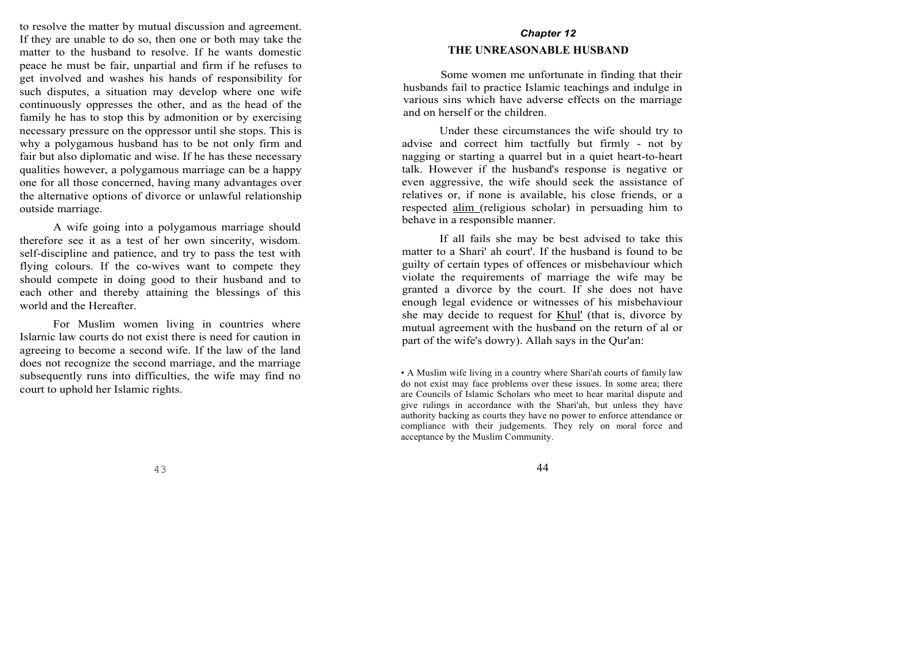to resolve the matter by mutual discussion and agreement. If they are unable to do so, then one or both may take the matter to the husband to resolve. If he wants domestic peace he must be fair, unpartial and firm if he refuses to get involved and washes his hands of responsibility for such disputes, a situation may develop where one wife continuously oppresses the other, and as the head of the family he has to stop this by admonition or by exercising necessary pressure on the oppressor until she stops. This is why a polygamous husband has to be not only firm and fair but also diplomatic and wise. If he has these necessary qualities however, a polygamous marriage can be a happy one for all those concerned, having many advantages over the alternative options of divorce or unlawful relationship outside marriage.

A wife going into a polygamous marriage should therefore see it as a test of her own sincerity, wisdom. self-discipline and patience, and try to pass the test with flying colours. If the co-wives want to compete they should compete in doing good to their husband and to each other and thereby attaining the blessings of this world and the Hereafter.

For Muslim women living in countries where Islarnic law courts do not exist there is need for caution in agreeing to become a second wife. If the law of the land does not recognize the second marriage, and the marriage subsequently runs into difficulties, the wife may find no court to uphold her Islamic rights.

## Chapter 12

## THE UNREASONABLE HUSBAND

Some women me unfortunate in finding that their husbands fail to practice Islamic teachings and indulge in various sins which have adverse effects on the marriage and on herself or the children.

Under these circumstances the wife should try to advise and correct him tactfully but firmly - not by nagging or starting a quarrel but in a quiet heart-to-heart talk. However if the husband's response is negative or even aggressive, the wife should seek the assistance of relatives or, if none is available, his close friends, or a respected alim (religious scholar) in persuading him to behave in a responsible manner.

If all fails she may be best advised to take this matter to a Shari' ah court'. If the husband is found to be guilty of certain types of offences or misbehaviour which violate the requirements of marriage the wife may be granted a divorce by the court. If she does not have enough legal evidence or witnesses of his misbehaviour she may decide to request for Khul' (that is, divorce by mutual agreement with the husband on the return of al or part of the wife's dowry). Allah says in the Qur'an:

• A Muslim wife living in a country where Shari'ah courts of family law do not exist may face problems over these issues. In some area; there are Councils of Islamic Scholars who meet to hear marital dispute and give rulings in accordance with the Shari'ah, but unless they have authority backing as courts they have no power to enforce attendance or compliance with their judgements. They rely on moral force and acceptance by the Muslim Community.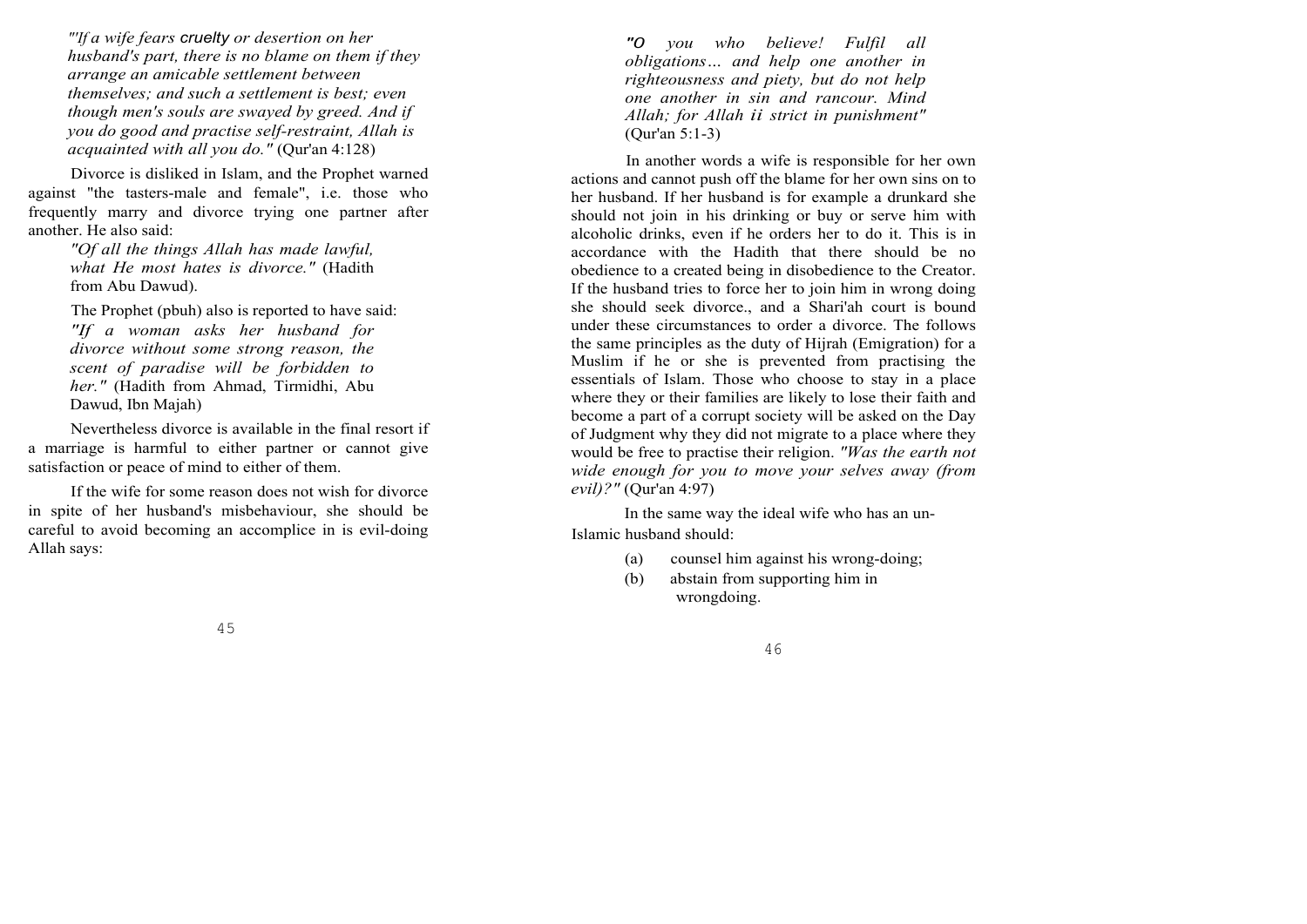*"'If a wife fears cruelty or desertion on her husband's part, there is no blame on them if they arrange an amicable settlement between themselves; and such a settlement is best; even though men's souls are swayed by greed. And if you do good and practise self-restraint, Allah is acquainted with all you do."* (Qur'an 4:128)

Divorce is disliked in Islam, and the Prophet warned against "the tasters-male and female", i.e. those who frequently marry and divorce trying one partner after another. He also said:

*"Of all the things Allah has made lawful, what He most hates is divorce."* (Hadith from Abu Dawud).

The Prophet (pbuh) also is reported to have said:

*"If a woman asks her husband for divorce without some strong reason, the scent of paradise will be forbidden to her."* (Hadith from Ahmad, Tirmidhi, Abu Dawud, Ibn Majah)

Nevertheless divorce is available in the final resort if a marriage is harmful to either partner or cannot give satisfaction or peace of mind to either of them.

If the wife for some reason does not wish for divorce in spite of her husband's misbehaviour, she should be careful to avoid becoming an accomplice in is evil-doing Allah says:

*"O you who believe! Fulfil all obligations... and help one another in righteousness and piety, but do not help one another in sin and rancour. Mind Allah; for Allah ii strict in punishment"* (Qur'an 5:1-3)

In another words a wife is responsible for her own actions and cannot push off the blame for her own sins on to her husband. If her husband is for example a drunkard she should not join in his drinking or buy or serve him with alcoholic drinks, even if he orders her to do it. This is in accordance with the Hadith that there should be no obedience to a created being in disobedience to the Creator. If the husband tries to force her to join him in wrong doing she should seek divorce., and a Shari'ah court is bound under these circumstances to order a divorce. The follows the same principles as the duty of Hijrah (Emigration) for a Muslim if he or she is prevented from practising the essentials of Islam. Those who choose to stay in a place where they or their families are likely to lose their faith and become a part of a corrupt society will be asked on the Day of Judgment why they did not migrate to a place where they would be free to practise their religion. *"Was the earth not wide enough for you to move your selves away (from evil)?"* (Qur'an 4:97)

In the same way the ideal wife who has an un-Islamic husband should:

(a) counsel him against his wrong-doing;
(b) abstain from supporting him in wrongdoing.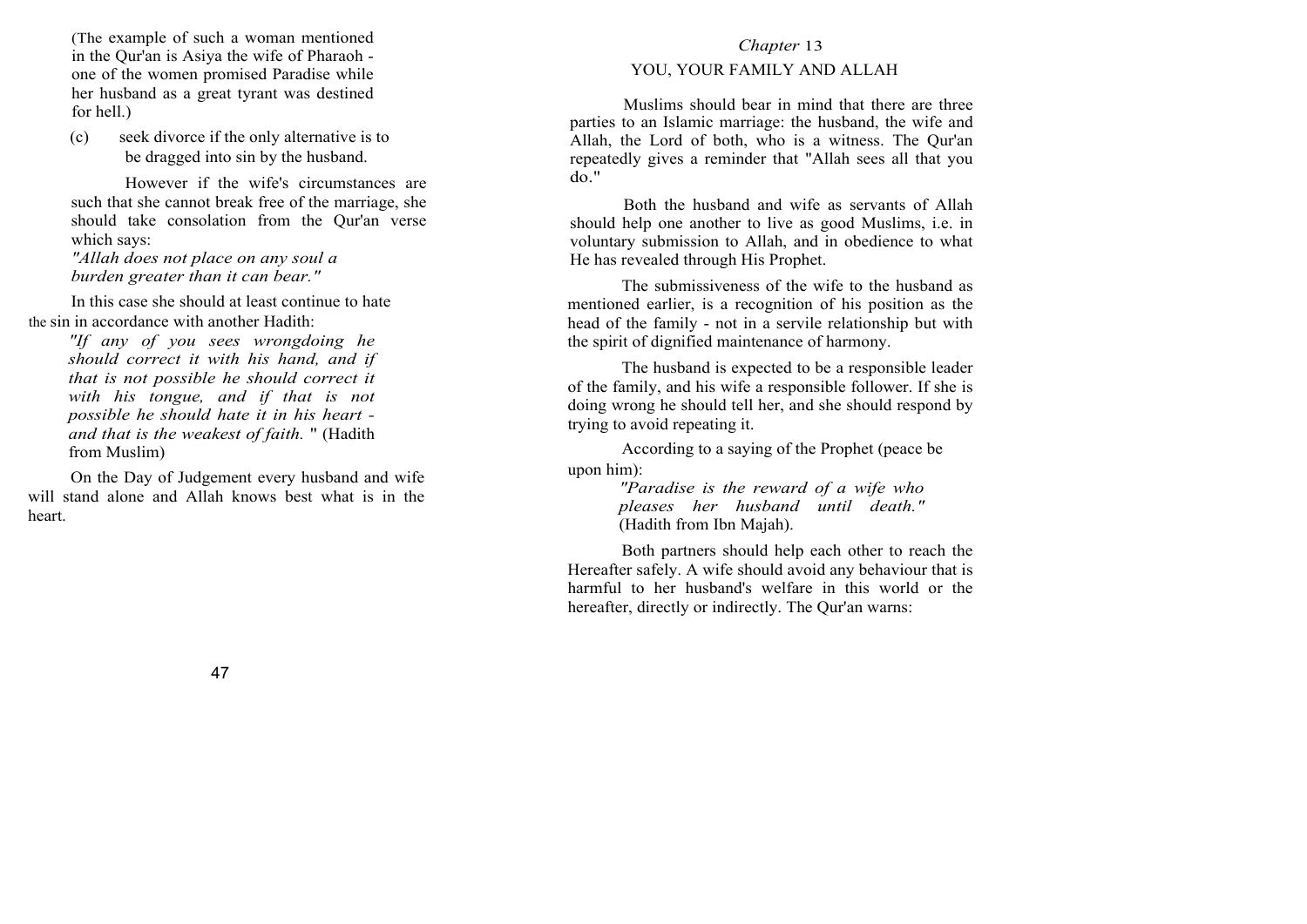(The example of such a woman mentioned in the Qur'an is Asiya the wife of Pharaoh - one of the women promised Paradise while her husband as a great tyrant was destined for hell.)

(c) seek divorce if the only alternative is to be dragged into sin by the husband.

However if the wife's circumstances are such that she cannot break free of the marriage, she should take consolation from the Qur'an verse which says:

*"Allah does not place on any soul a burden greater than it can bear."*

In this case she should at least continue to hate the sin in accordance with another Hadith:

*"If any of you sees wrongdoing he should correct it with his hand, and if that is not possible he should correct it with his tongue, and if that is not possible he should hate it in his heart - and that is the weakest of faith."* (Hadith from Muslim)

On the Day of Judgement every husband and wife will stand alone and Allah knows best what is in the heart.

## *Chapter* 13

## YOU, YOUR FAMILY AND ALLAH

Muslims should bear in mind that there are three parties to an Islamic marriage: the husband, the wife and Allah, the Lord of both, who is a witness. The Qur'an repeatedly gives a reminder that "Allah sees all that you do."

Both the husband and wife as servants of Allah should help one another to live as good Muslims, i.e. in voluntary submission to Allah, and in obedience to what He has revealed through His Prophet.

The submissiveness of the wife to the husband as mentioned earlier, is a recognition of his position as the head of the family - not in a servile relationship but with the spirit of dignified maintenance of harmony.

The husband is expected to be a responsible leader of the family, and his wife a responsible follower. If she is doing wrong he should tell her, and she should respond by trying to avoid repeating it.

According to a saying of the Prophet (peace be upon him):

*"Paradise is the reward of a wife who pleases her husband until death."* (Hadith from Ibn Majah).

Both partners should help each other to reach the Hereafter safely. A wife should avoid any behaviour that is harmful to her husband's welfare in this world or the hereafter, directly or indirectly. The Qur'an warns: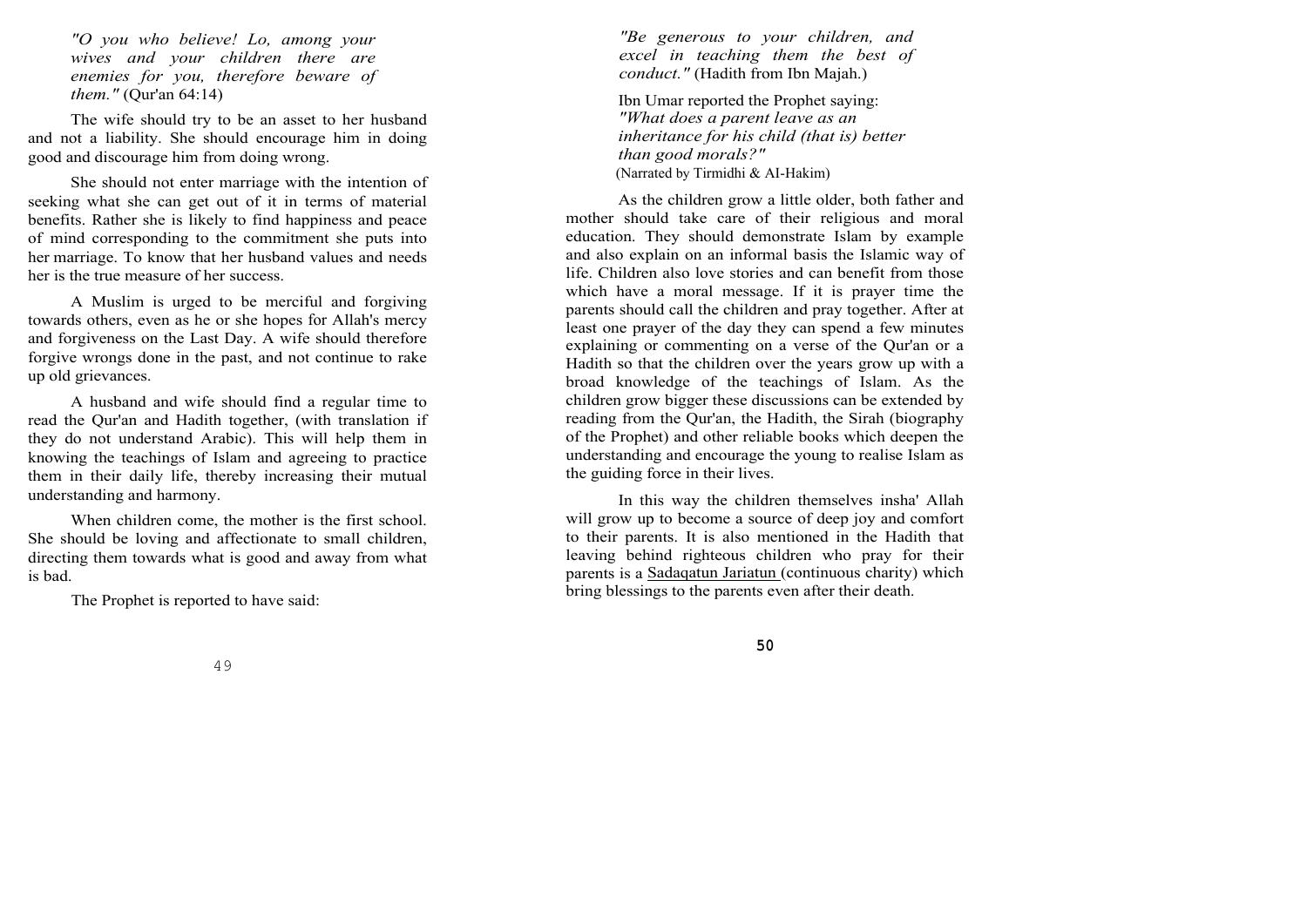*"O you who believe! Lo, among your wives and your children there are enemies for you, therefore beware of them."* (Qur'an 64:14)

The wife should try to be an asset to her husband and not a liability. She should encourage him in doing good and discourage him from doing wrong.

She should not enter marriage with the intention of seeking what she can get out of it in terms of material benefits. Rather she is likely to find happiness and peace of mind corresponding to the commitment she puts into her marriage. To know that her husband values and needs her is the true measure of her success.

A Muslim is urged to be merciful and forgiving towards others, even as he or she hopes for Allah's mercy and forgiveness on the Last Day. A wife should therefore forgive wrongs done in the past, and not continue to rake up old grievances.

A husband and wife should find a regular time to read the Qur'an and Hadith together, (with translation if they do not understand Arabic). This will help them in knowing the teachings of Islam and agreeing to practice them in their daily life, thereby increasing their mutual understanding and harmony.

When children come, the mother is the first school. She should be loving and affectionate to small children, directing them towards what is good and away from what is bad.

The Prophet is reported to have said:

*"Be generous to your children, and excel in teaching them the best of conduct."* (Hadith from Ibn Majah.)

Ibn Umar reported the Prophet saying:
*"What does a parent leave as an inheritance for his child (that is) better than good morals?"*
(Narrated by Tirmidhi & Al-Hakim)

As the children grow a little older, both father and mother should take care of their religious and moral education. They should demonstrate Islam by example and also explain on an informal basis the Islamic way of life. Children also love stories and can benefit from those which have a moral message. If it is prayer time the parents should call the children and pray together. After at least one prayer of the day they can spend a few minutes explaining or commenting on a verse of the Qur'an or a Hadith so that the children over the years grow up with a broad knowledge of the teachings of Islam. As the children grow bigger these discussions can be extended by reading from the Qur'an, the Hadith, the Sirah (biography of the Prophet) and other reliable books which deepen the understanding and encourage the young to realise Islam as the guiding force in their lives.

In this way the children themselves insha' Allah will grow up to become a source of deep joy and comfort to their parents. It is also mentioned in the Hadith that leaving behind righteous children who pray for their parents is a Sadaqatun Jariatun (continuous charity) which bring blessings to the parents even after their death.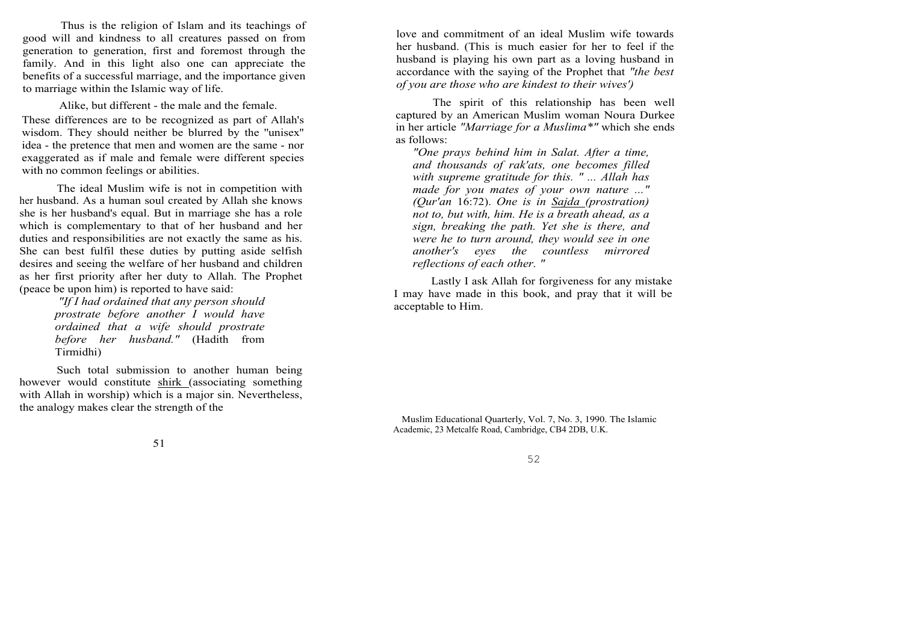Thus is the religion of Islam and its teachings of good will and kindness to all creatures passed on from generation to generation, first and foremost through the family. And in this light also one can appreciate the benefits of a successful marriage, and the importance given to marriage within the Islamic way of life.

Alike, but different - the male and the female.

These differences are to be recognized as part of Allah's wisdom. They should neither be blurred by the "unisex" idea - the pretence that men and women are the same - nor exaggerated as if male and female were different species with no common feelings or abilities.

The ideal Muslim wife is not in competition with her husband. As a human soul created by Allah she knows she is her husband's equal. But in marriage she has a role which is complementary to that of her husband and her duties and responsibilities are not exactly the same as his. She can best fulfil these duties by putting aside selfish desires and seeing the welfare of her husband and children as her first priority after her duty to Allah. The Prophet (peace be upon him) is reported to have said:

> *"If I had ordained that any person should prostrate before another I would have ordained that a wife should prostrate before her husband."* (Hadith from Tirmidhi)

Such total submission to another human being however would constitute shirk (associating something with Allah in worship) which is a major sin. Nevertheless, the analogy makes clear the strength of the love and commitment of an ideal Muslim wife towards her husband. (This is much easier for her to feel if the husband is playing his own part as a loving husband in accordance with the saying of the Prophet that *"the best of you are those who are kindest to their wives')*

The spirit of this relationship has been well captured by an American Muslim woman Noura Durkee in her article *"Marriage for a Muslima*"* which she ends as follows:

> *"One prays behind him in Salat. After a time, and thousands of rak'ats, one becomes filled with supreme gratitude for this. " ... Allah has made for you mates of your own nature ..." (Qur'an* 16:72). *One is in Sajda (prostration) not to, but with, him. He is a breath ahead, as a sign, breaking the path. Yet she is there, and were he to turn around, they would see in one another's eyes the countless mirrored reflections of each other. "*

Lastly I ask Allah for forgiveness for any mistake I may have made in this book, and pray that it will be acceptable to Him.

Muslim Educational Quarterly, Vol. 7, No. 3, 1990. The Islamic Academic, 23 Metcalfe Road, Cambridge, CB4 2DB, U.K.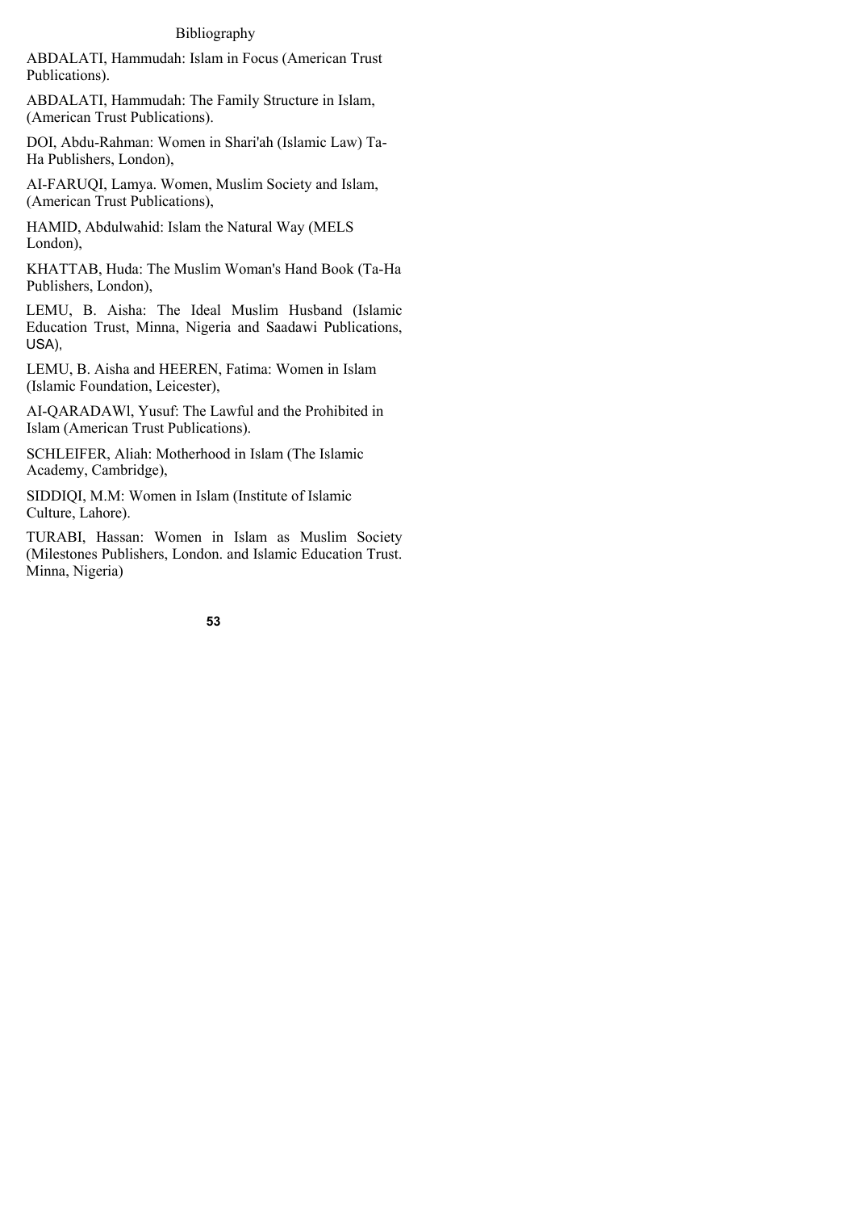# Bibliography

ABDALATI, Hammudah: Islam in Focus (American Trust Publications).

ABDALATI, Hammudah: The Family Structure in Islam, (American Trust Publications).

DOI, Abdu-Rahman: Women in Shari'ah (Islamic Law) Ta-Ha Publishers, London),

AI-FARUQI, Lamya. Women, Muslim Society and Islam, (American Trust Publications),

HAMID, Abdulwahid: Islam the Natural Way (MELS London),

KHATTAB, Huda: The Muslim Woman's Hand Book (Ta-Ha Publishers, London),

LEMU, B. Aisha: The Ideal Muslim Husband (Islamic Education Trust, Minna, Nigeria and Saadawi Publications, USA),

LEMU, B. Aisha and HEEREN, Fatima: Women in Islam (Islamic Foundation, Leicester),

AI-QARADAWl, Yusuf: The Lawful and the Prohibited in Islam (American Trust Publications).

SCHLEIFER, Aliah: Motherhood in Islam (The Islamic Academy, Cambridge),

SIDDIQI, M.M: Women in Islam (Institute of Islamic Culture, Lahore).

TURABI, Hassan: Women in Islam as Muslim Society (Milestones Publishers, London. and Islamic Education Trust. Minna, Nigeria)